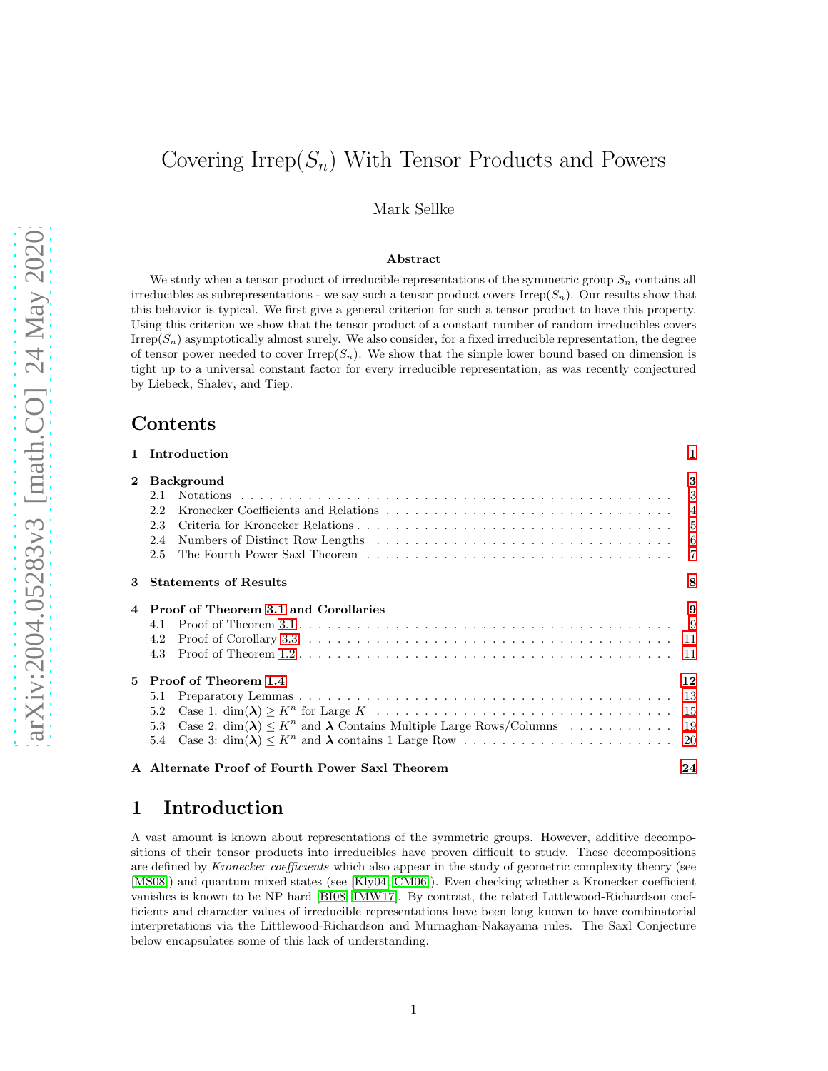# Covering Irrep($S_n$) With Tensor Products and Powers

Mark Sellke

### Abstract

We study when a tensor product of irreducible representations of the symmetric group $S_n$ contains all irreducibles as subrepresentations - we say such a tensor product covers Irrep($S_n$). Our results show that this behavior is typical. We first give a general criterion for such a tensor product to have this property. Using this criterion we show that the tensor product of a constant number of random irreducibles covers Irrep($S_n$) asymptotically almost surely. We also consider, for a fixed irreducible representation, the degree of tensor power needed to cover Irrep($S_n$). We show that the simple lower bound based on dimension is tight up to a universal constant factor for every irreducible representation, as was recently conjectured by Liebeck, Shalev, and Tiep.

## Contents

- **1 Introduction** — 1
- **2 Background** — 3
  - 2.1 Notations — 3
  - 2.2 Kronecker Coefficients and Relations — 4
  - 2.3 Criteria for Kronecker Relations — 5
  - 2.4 Numbers of Distinct Row Lengths — 6
  - 2.5 The Fourth Power Saxl Theorem — 7
- **3 Statements of Results** — 8
- **4 Proof of Theorem 3.1 and Corollaries** — 9
  - 4.1 Proof of Theorem 3.1 — 9
  - 4.2 Proof of Corollary 3.3 — 11
  - 4.3 Proof of Theorem 1.2 — 11
- **5 Proof of Theorem 1.4** — 12
  - 5.1 Preparatory Lemmas — 13
  - 5.2 Case 1: $\dim(\boldsymbol{\lambda}) \geq K^n$ for Large $K$ — 15
  - 5.3 Case 2: $\dim(\boldsymbol{\lambda}) \leq K^n$ and $\boldsymbol{\lambda}$ Contains Multiple Large Rows/Columns — 19
  - 5.4 Case 3: $\dim(\boldsymbol{\lambda}) \leq K^n$ and $\boldsymbol{\lambda}$ contains 1 Large Row — 20
- **A Alternate Proof of Fourth Power Saxl Theorem** — 24

## 1 Introduction

A vast amount is known about representations of the symmetric groups. However, additive decompositions of their tensor products into irreducibles have proven difficult to study. These decompositions are defined by *Kronecker coefficients* which also appear in the study of geometric complexity theory (see [MS08]) and quantum mixed states (see [Kly04, CM06]). Even checking whether a Kronecker coefficient vanishes is known to be NP hard [BI08, IMW17]. By contrast, the related Littlewood-Richardson coefficients and character values of irreducible representations have been long known to have combinatorial interpretations via the Littlewood-Richardson and Murnaghan-Nakayama rules. The Saxl Conjecture below encapsulates some of this lack of understanding.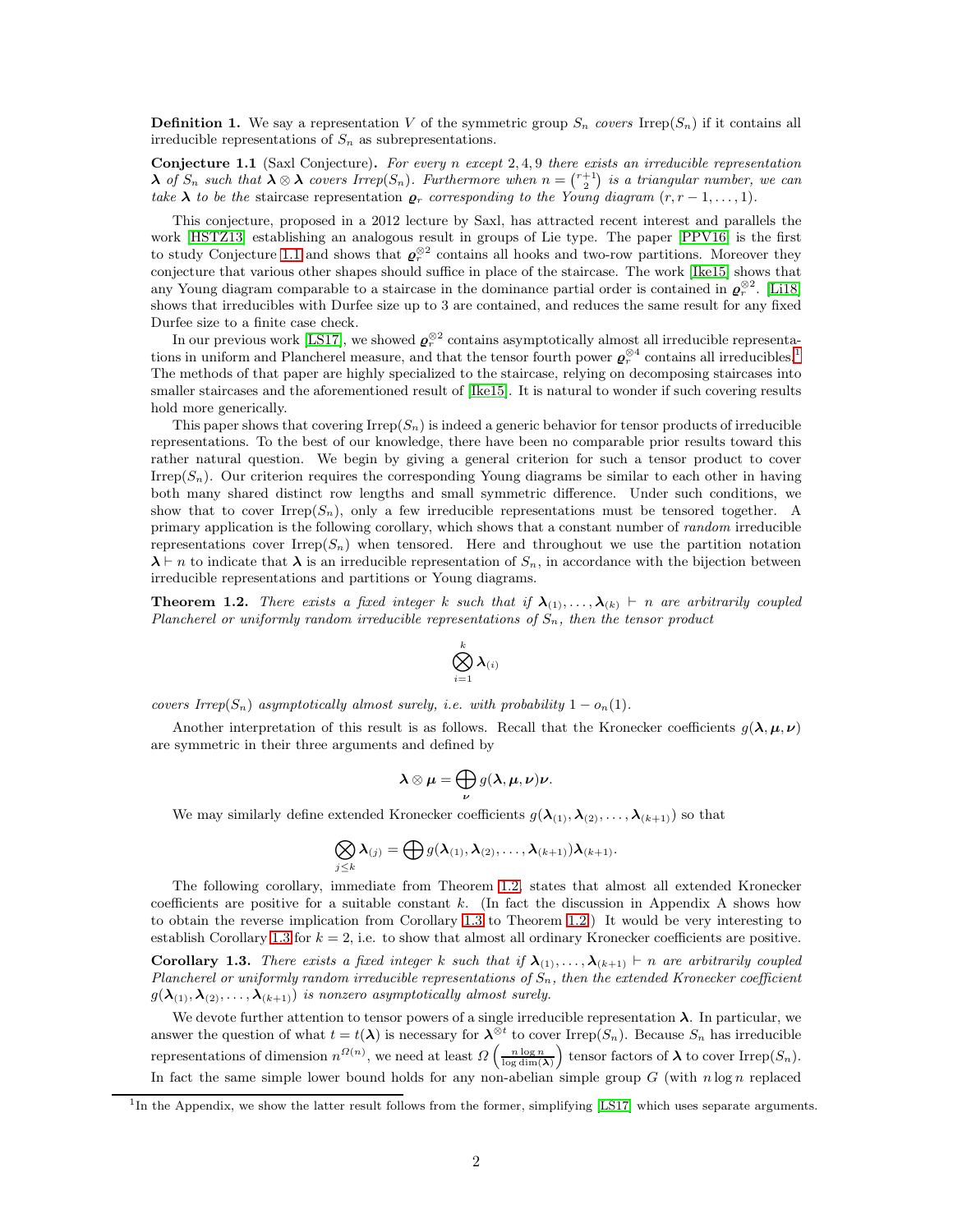**Definition 1.** We say a representation $V$ of the symmetric group $S_n$ *covers* $\text{Irrep}(S_n)$ if it contains all irreducible representations of $S_n$ as subrepresentations.

**Conjecture 1.1** (Saxl Conjecture)**.** *For every $n$ except $2, 4, 9$ there exists an irreducible representation $\boldsymbol{\lambda}$ of $S_n$ such that $\boldsymbol{\lambda} \otimes \boldsymbol{\lambda}$ covers Irrep$(S_n)$. Furthermore when $n = \binom{r+1}{2}$ is a triangular number, we can take $\boldsymbol{\lambda}$ to be the* staircase representation *$\boldsymbol{\varrho}_r$ corresponding to the Young diagram $(r, r-1, \ldots, 1)$.*

This conjecture, proposed in a 2012 lecture by Saxl, has attracted recent interest and parallels the work [HSTZ13] establishing an analogous result in groups of Lie type. The paper [PPV16] is the first to study Conjecture 1.1 and shows that $\boldsymbol{\varrho}_r^{\otimes 2}$ contains all hooks and two-row partitions. Moreover they conjecture that various other shapes should suffice in place of the staircase. The work [Ike15] shows that any Young diagram comparable to a staircase in the dominance partial order is contained in $\boldsymbol{\varrho}_r^{\otimes 2}$. [Li18] shows that irreducibles with Durfee size up to 3 are contained, and reduces the same result for any fixed Durfee size to a finite case check.

In our previous work [LS17], we showed $\boldsymbol{\varrho}_r^{\otimes 2}$ contains asymptotically almost all irreducible representations in uniform and Plancherel measure, and that the tensor fourth power $\boldsymbol{\varrho}_r^{\otimes 4}$ contains all irreducibles.[1] The methods of that paper are highly specialized to the staircase, relying on decomposing staircases into smaller staircases and the aforementioned result of [Ike15]. It is natural to wonder if such covering results hold more generically.

This paper shows that covering $\text{Irrep}(S_n)$ is indeed a generic behavior for tensor products of irreducible representations. To the best of our knowledge, there have been no comparable prior results toward this rather natural question. We begin by giving a general criterion for such a tensor product to cover $\text{Irrep}(S_n)$. Our criterion requires the corresponding Young diagrams be similar to each other in having both many shared distinct row lengths and small symmetric difference. Under such conditions, we show that to cover $\text{Irrep}(S_n)$, only a few irreducible representations must be tensored together. A primary application is the following corollary, which shows that a constant number of *random* irreducible representations cover $\text{Irrep}(S_n)$ when tensored. Here and throughout we use the partition notation $\boldsymbol{\lambda} \vdash n$ to indicate that $\boldsymbol{\lambda}$ is an irreducible representation of $S_n$, in accordance with the bijection between irreducible representations and partitions or Young diagrams.

**Theorem 1.2.** *There exists a fixed integer $k$ such that if $\boldsymbol{\lambda}_{(1)}, \ldots, \boldsymbol{\lambda}_{(k)} \vdash n$ are arbitrarily coupled Plancherel or uniformly random irreducible representations of $S_n$, then the tensor product*

$$\bigotimes_{i=1}^{k} \boldsymbol{\lambda}_{(i)}$$

*covers Irrep$(S_n)$ asymptotically almost surely, i.e. with probability $1 - o_n(1)$.*

Another interpretation of this result is as follows. Recall that the Kronecker coefficients $g(\boldsymbol{\lambda}, \boldsymbol{\mu}, \boldsymbol{\nu})$ are symmetric in their three arguments and defined by

$$\boldsymbol{\lambda} \otimes \boldsymbol{\mu} = \bigoplus_{\boldsymbol{\nu}} g(\boldsymbol{\lambda}, \boldsymbol{\mu}, \boldsymbol{\nu}) \boldsymbol{\nu}.$$

We may similarly define extended Kronecker coefficients $g(\boldsymbol{\lambda}_{(1)}, \boldsymbol{\lambda}_{(2)}, \ldots, \boldsymbol{\lambda}_{(k+1)})$ so that

$$\bigotimes_{j \le k} \boldsymbol{\lambda}_{(j)} = \bigoplus g(\boldsymbol{\lambda}_{(1)}, \boldsymbol{\lambda}_{(2)}, \ldots, \boldsymbol{\lambda}_{(k+1)}) \boldsymbol{\lambda}_{(k+1)}.$$

The following corollary, immediate from Theorem 1.2, states that almost all extended Kronecker coefficients are positive for a suitable constant $k$. (In fact the discussion in Appendix A shows how to obtain the reverse implication from Corollary 1.3 to Theorem 1.2.) It would be very interesting to establish Corollary 1.3 for $k = 2$, i.e. to show that almost all ordinary Kronecker coefficients are positive.

**Corollary 1.3.** *There exists a fixed integer $k$ such that if $\boldsymbol{\lambda}_{(1)}, \ldots, \boldsymbol{\lambda}_{(k+1)} \vdash n$ are arbitrarily coupled Plancherel or uniformly random irreducible representations of $S_n$, then the extended Kronecker coefficient $g(\boldsymbol{\lambda}_{(1)}, \boldsymbol{\lambda}_{(2)}, \ldots, \boldsymbol{\lambda}_{(k+1)})$ is nonzero asymptotically almost surely.*

We devote further attention to tensor powers of a single irreducible representation $\boldsymbol{\lambda}$. In particular, we answer the question of what $t = t(\boldsymbol{\lambda})$ is necessary for $\boldsymbol{\lambda}^{\otimes t}$ to cover $\text{Irrep}(S_n)$. Because $S_n$ has irreducible representations of dimension $n^{\Omega(n)}$, we need at least $\Omega\left(\frac{n \log n}{\log \dim(\boldsymbol{\lambda})}\right)$ tensor factors of $\boldsymbol{\lambda}$ to cover $\text{Irrep}(S_n)$. In fact the same simple lower bound holds for any non-abelian simple group $G$ (with $n \log n$ replaced

[1] In the Appendix, we show the latter result follows from the former, simplifying [LS17] which uses separate arguments.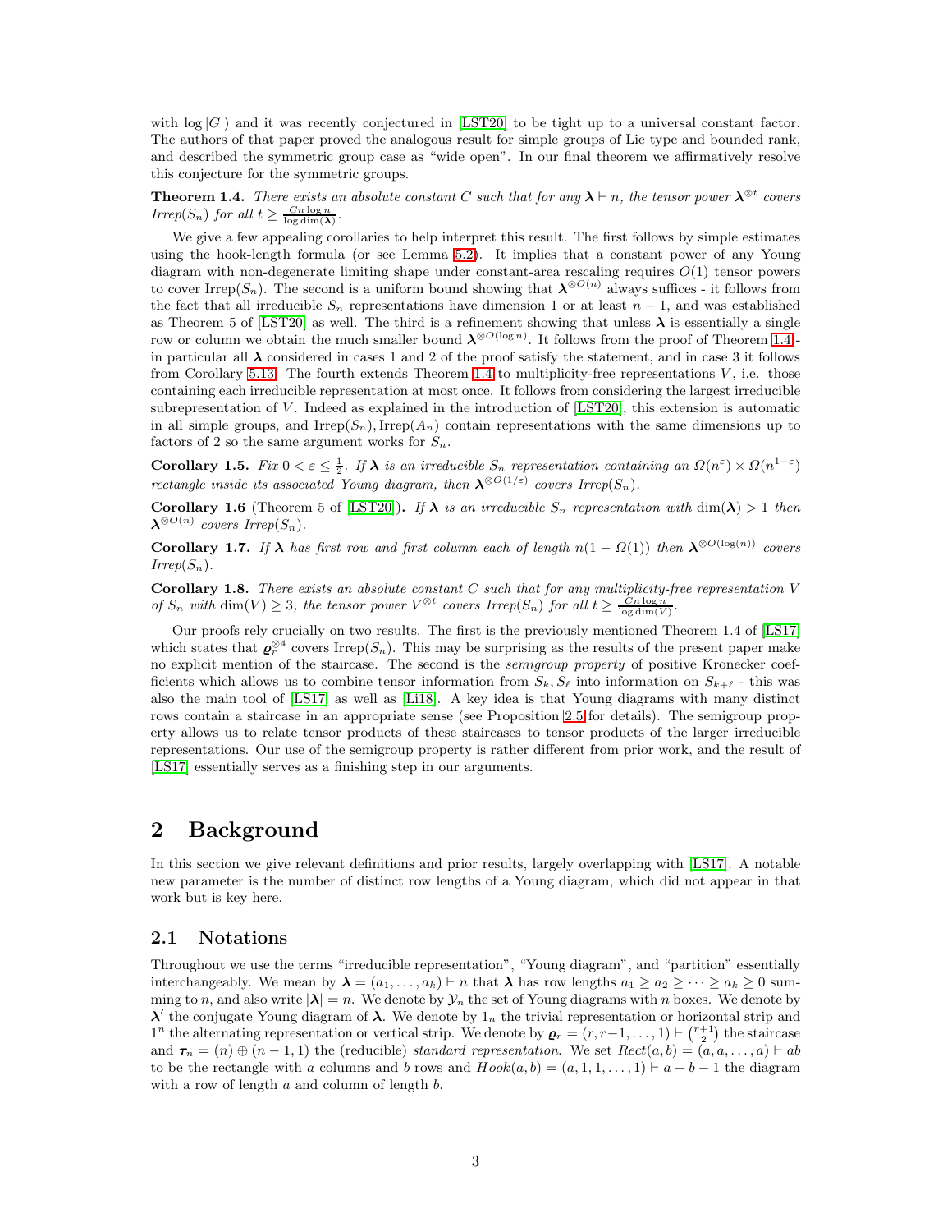with $\log|G|$) and it was recently conjectured in [LST20] to be tight up to a universal constant factor. The authors of that paper proved the analogous result for simple groups of Lie type and bounded rank, and described the symmetric group case as "wide open". In our final theorem we affirmatively resolve this conjecture for the symmetric groups.

**Theorem 1.4.** *There exists an absolute constant $C$ such that for any $\boldsymbol{\lambda} \vdash n$, the tensor power $\boldsymbol{\lambda}^{\otimes t}$ covers Irrep($S_n$) for all $t \geq \frac{Cn\log n}{\log \dim(\boldsymbol{\lambda})}$.*

We give a few appealing corollaries to help interpret this result. The first follows by simple estimates using the hook-length formula (or see Lemma 5.2). It implies that a constant power of any Young diagram with non-degenerate limiting shape under constant-area rescaling requires $O(1)$ tensor powers to cover Irrep($S_n$). The second is a uniform bound showing that $\boldsymbol{\lambda}^{\otimes O(n)}$ always suffices - it follows from the fact that all irreducible $S_n$ representations have dimension 1 or at least $n-1$, and was established as Theorem 5 of [LST20] as well. The third is a refinement showing that unless $\boldsymbol{\lambda}$ is essentially a single row or column we obtain the much smaller bound $\boldsymbol{\lambda}^{\otimes O(\log n)}$. It follows from the proof of Theorem 1.4 - in particular all $\boldsymbol{\lambda}$ considered in cases 1 and 2 of the proof satisfy the statement, and in case 3 it follows from Corollary 5.13. The fourth extends Theorem 1.4 to multiplicity-free representations $V$, i.e. those containing each irreducible representation at most once. It follows from considering the largest irreducible subrepresentation of $V$. Indeed as explained in the introduction of [LST20], this extension is automatic in all simple groups, and Irrep($S_n$), Irrep($A_n$) contain representations with the same dimensions up to factors of 2 so the same argument works for $S_n$.

**Corollary 1.5.** *Fix $0 < \varepsilon \leq \frac{1}{2}$. If $\boldsymbol{\lambda}$ is an irreducible $S_n$ representation containing an $\Omega(n^{\varepsilon}) \times \Omega(n^{1-\varepsilon})$ rectangle inside its associated Young diagram, then $\boldsymbol{\lambda}^{\otimes O(1/\varepsilon)}$ covers Irrep($S_n$).*

**Corollary 1.6** (Theorem 5 of [LST20])**.** *If $\boldsymbol{\lambda}$ is an irreducible $S_n$ representation with $\dim(\boldsymbol{\lambda}) > 1$ then $\boldsymbol{\lambda}^{\otimes O(n)}$ covers Irrep($S_n$).*

**Corollary 1.7.** *If $\boldsymbol{\lambda}$ has first row and first column each of length $n(1-\Omega(1))$ then $\boldsymbol{\lambda}^{\otimes O(\log(n))}$ covers Irrep($S_n$).*

**Corollary 1.8.** *There exists an absolute constant $C$ such that for any multiplicity-free representation $V$ of $S_n$ with $\dim(V) \geq 3$, the tensor power $V^{\otimes t}$ covers Irrep($S_n$) for all $t \geq \frac{Cn\log n}{\log \dim(V)}$.*

Our proofs rely crucially on two results. The first is the previously mentioned Theorem 1.4 of [LS17] which states that $\boldsymbol{\varrho}_r^{\otimes 4}$ covers Irrep($S_n$). This may be surprising as the results of the present paper make no explicit mention of the staircase. The second is the *semigroup property* of positive Kronecker coefficients which allows us to combine tensor information from $S_k, S_\ell$ into information on $S_{k+\ell}$ - this was also the main tool of [LS17] as well as [Li18]. A key idea is that Young diagrams with many distinct rows contain a staircase in an appropriate sense (see Proposition 2.5 for details). The semigroup property allows us to relate tensor products of these staircases to tensor products of the larger irreducible representations. Our use of the semigroup property is rather different from prior work, and the result of [LS17] essentially serves as a finishing step in our arguments.

## 2 Background

In this section we give relevant definitions and prior results, largely overlapping with [LS17]. A notable new parameter is the number of distinct row lengths of a Young diagram, which did not appear in that work but is key here.

### 2.1 Notations

Throughout we use the terms "irreducible representation", "Young diagram", and "partition" essentially interchangeably. We mean by $\boldsymbol{\lambda} = (a_1, \dots, a_k) \vdash n$ that $\boldsymbol{\lambda}$ has row lengths $a_1 \geq a_2 \geq \cdots \geq a_k \geq 0$ summing to $n$, and also write $|\boldsymbol{\lambda}| = n$. We denote by $\mathcal{Y}_n$ the set of Young diagrams with $n$ boxes. We denote by $\boldsymbol{\lambda}'$ the conjugate Young diagram of $\boldsymbol{\lambda}$. We denote by $1_n$ the trivial representation or horizontal strip and $1^n$ the alternating representation or vertical strip. We denote by $\boldsymbol{\varrho}_r = (r, r-1, \dots, 1) \vdash \binom{r+1}{2}$ the staircase and $\boldsymbol{\tau}_n = (n) \oplus (n-1, 1)$ the (reducible) *standard representation*. We set $Rect(a, b) = (a, a, \dots, a) \vdash ab$ to be the rectangle with $a$ columns and $b$ rows and $Hook(a, b) = (a, 1, 1, \dots, 1) \vdash a+b-1$ the diagram with a row of length $a$ and column of length $b$.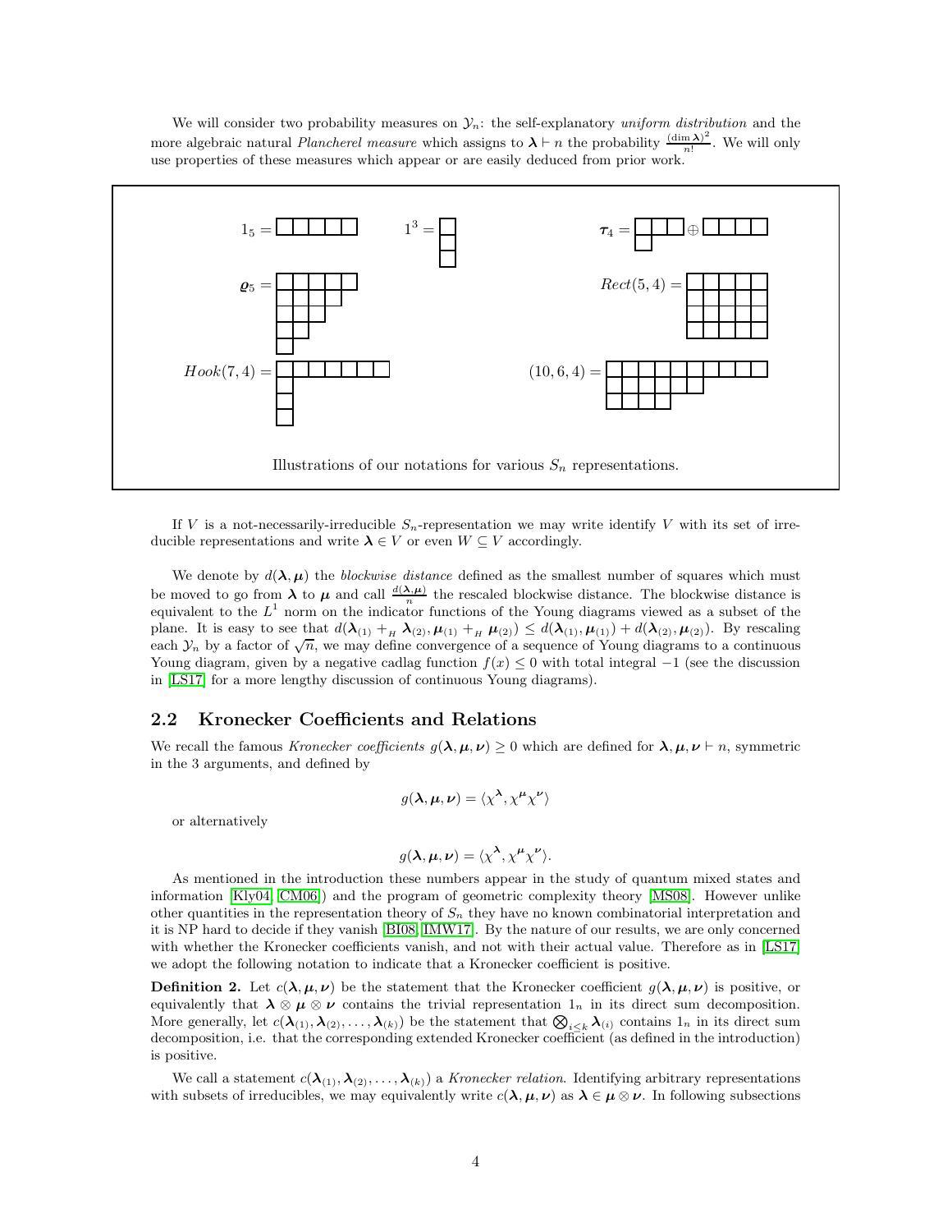We will consider two probability measures on $\mathcal{Y}_n$: the self-explanatory *uniform distribution* and the more algebraic natural *Plancherel measure* which assigns to $\boldsymbol{\lambda} \vdash n$ the probability $\frac{(\dim \boldsymbol{\lambda})^2}{n!}$. We will only use properties of these measures which appear or are easily deduced from prior work.

$1_5 =$ $\qquad$ $1^3 =$ $\qquad$ $\boldsymbol{\tau}_4 = \oplus$

$\boldsymbol{\varrho}_5 =$ $\qquad$ $Rect(5,4) =$

$Hook(7,4) =$ $\qquad$ $(10,6,4) =$

Illustrations of our notations for various $S_n$ representations.

If $V$ is a not-necessarily-irreducible $S_n$-representation we may write identify $V$ with its set of irreducible representations and write $\boldsymbol{\lambda} \in V$ or even $W \subseteq V$ accordingly.

We denote by $d(\boldsymbol{\lambda}, \boldsymbol{\mu})$ the *blockwise distance* defined as the smallest number of squares which must be moved to go from $\boldsymbol{\lambda}$ to $\boldsymbol{\mu}$ and call $\frac{d(\boldsymbol{\lambda},\boldsymbol{\mu})}{n}$ the rescaled blockwise distance. The blockwise distance is equivalent to the $L^1$ norm on the indicator functions of the Young diagrams viewed as a subset of the plane. It is easy to see that $d(\boldsymbol{\lambda}_{(1)} +_H \boldsymbol{\lambda}_{(2)}, \boldsymbol{\mu}_{(1)} +_H \boldsymbol{\mu}_{(2)}) \leq d(\boldsymbol{\lambda}_{(1)}, \boldsymbol{\mu}_{(1)}) + d(\boldsymbol{\lambda}_{(2)}, \boldsymbol{\mu}_{(2)})$. By rescaling each $\mathcal{Y}_n$ by a factor of $\sqrt{n}$, we may define convergence of a sequence of Young diagrams to a continuous Young diagram, given by a negative cadlag function $f(x) \leq 0$ with total integral $-1$ (see the discussion in [LS17] for a more lengthy discussion of continuous Young diagrams).

## 2.2 Kronecker Coefficients and Relations

We recall the famous *Kronecker coefficients* $g(\boldsymbol{\lambda}, \boldsymbol{\mu}, \boldsymbol{\nu}) \geq 0$ which are defined for $\boldsymbol{\lambda}, \boldsymbol{\mu}, \boldsymbol{\nu} \vdash n$, symmetric in the 3 arguments, and defined by

$$g(\boldsymbol{\lambda}, \boldsymbol{\mu}, \boldsymbol{\nu}) = \langle \chi^{\boldsymbol{\lambda}}, \chi^{\boldsymbol{\mu}} \chi^{\boldsymbol{\nu}} \rangle$$

or alternatively

$$g(\boldsymbol{\lambda}, \boldsymbol{\mu}, \boldsymbol{\nu}) = \langle \chi^{\boldsymbol{\lambda}}, \chi^{\boldsymbol{\mu}} \chi^{\boldsymbol{\nu}} \rangle.$$

As mentioned in the introduction these numbers appear in the study of quantum mixed states and information [Kly04, CM06]) and the program of geometric complexity theory [MS08]. However unlike other quantities in the representation theory of $S_n$ they have no known combinatorial interpretation and it is NP hard to decide if they vanish [BI08, IMW17]. By the nature of our results, we are only concerned with whether the Kronecker coefficients vanish, and not with their actual value. Therefore as in [LS17] we adopt the following notation to indicate that a Kronecker coefficient is positive.

**Definition 2.** Let $c(\boldsymbol{\lambda}, \boldsymbol{\mu}, \boldsymbol{\nu})$ be the statement that the Kronecker coefficient $g(\boldsymbol{\lambda}, \boldsymbol{\mu}, \boldsymbol{\nu})$ is positive, or equivalently that $\boldsymbol{\lambda} \otimes \boldsymbol{\mu} \otimes \boldsymbol{\nu}$ contains the trivial representation $1_n$ in its direct sum decomposition. More generally, let $c(\boldsymbol{\lambda}_{(1)}, \boldsymbol{\lambda}_{(2)}, \ldots, \boldsymbol{\lambda}_{(k)})$ be the statement that $\bigotimes_{i \leq k} \boldsymbol{\lambda}_{(i)}$ contains $1_n$ in its direct sum decomposition, i.e. that the corresponding extended Kronecker coefficient (as defined in the introduction) is positive.

We call a statement $c(\boldsymbol{\lambda}_{(1)}, \boldsymbol{\lambda}_{(2)}, \ldots, \boldsymbol{\lambda}_{(k)})$ a *Kronecker relation*. Identifying arbitrary representations with subsets of irreducibles, we may equivalently write $c(\boldsymbol{\lambda}, \boldsymbol{\mu}, \boldsymbol{\nu})$ as $\boldsymbol{\lambda} \in \boldsymbol{\mu} \otimes \boldsymbol{\nu}$. In following subsections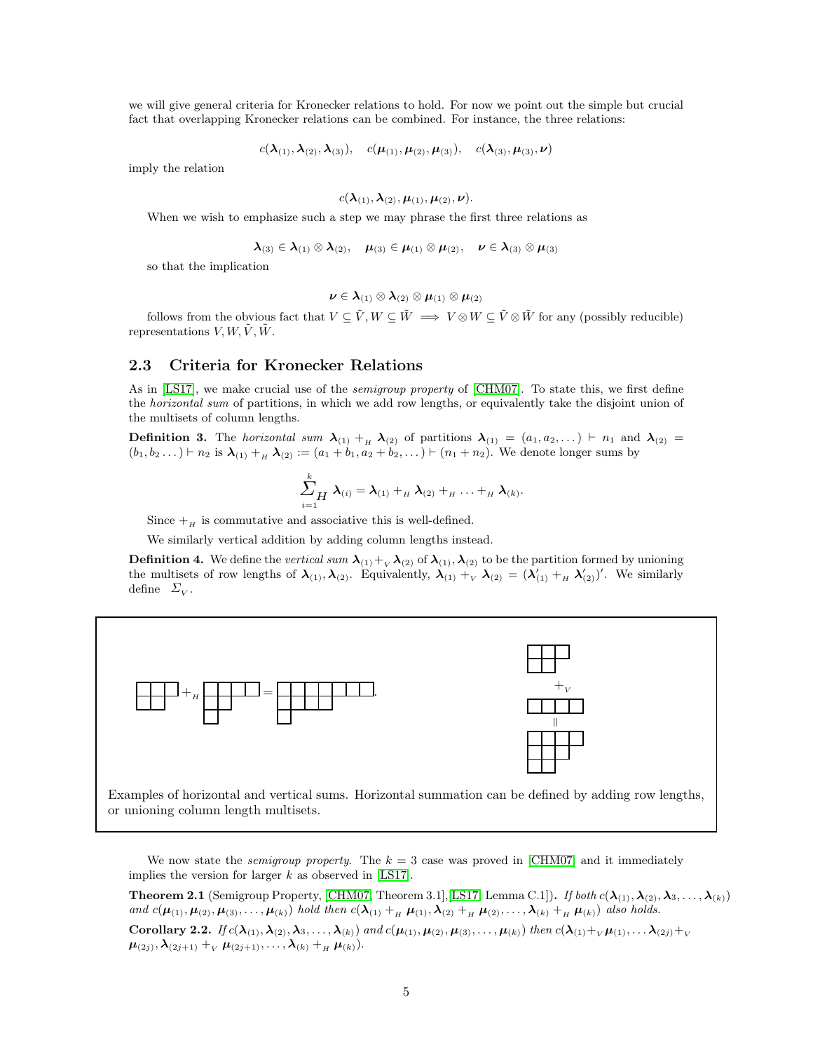we will give general criteria for Kronecker relations to hold. For now we point out the simple but crucial fact that overlapping Kronecker relations can be combined. For instance, the three relations:

$$c(\boldsymbol{\lambda}_{(1)}, \boldsymbol{\lambda}_{(2)}, \boldsymbol{\lambda}_{(3)}), \quad c(\boldsymbol{\mu}_{(1)}, \boldsymbol{\mu}_{(2)}, \boldsymbol{\mu}_{(3)}), \quad c(\boldsymbol{\lambda}_{(3)}, \boldsymbol{\mu}_{(3)}, \boldsymbol{\nu})$$

imply the relation

$$c(\boldsymbol{\lambda}_{(1)}, \boldsymbol{\lambda}_{(2)}, \boldsymbol{\mu}_{(1)}, \boldsymbol{\mu}_{(2)}, \boldsymbol{\nu}).$$

When we wish to emphasize such a step we may phrase the first three relations as

$$\boldsymbol{\lambda}_{(3)} \in \boldsymbol{\lambda}_{(1)} \otimes \boldsymbol{\lambda}_{(2)}, \quad \boldsymbol{\mu}_{(3)} \in \boldsymbol{\mu}_{(1)} \otimes \boldsymbol{\mu}_{(2)}, \quad \boldsymbol{\nu} \in \boldsymbol{\lambda}_{(3)} \otimes \boldsymbol{\mu}_{(3)}$$

so that the implication

$$\boldsymbol{\nu} \in \boldsymbol{\lambda}_{(1)} \otimes \boldsymbol{\lambda}_{(2)} \otimes \boldsymbol{\mu}_{(1)} \otimes \boldsymbol{\mu}_{(2)}$$

follows from the obvious fact that $V \subseteq \tilde{V}, W \subseteq \tilde{W} \implies V \otimes W \subseteq \tilde{V} \otimes \tilde{W}$ for any (possibly reducible) representations $V, W, \tilde{V}, \tilde{W}$.

## 2.3 Criteria for Kronecker Relations

As in [LS17], we make crucial use of the *semigroup property* of [CHM07]. To state this, we first define the *horizontal sum* of partitions, in which we add row lengths, or equivalently take the disjoint union of the multisets of column lengths.

**Definition 3.** The *horizontal sum* $\boldsymbol{\lambda}_{(1)} +_H \boldsymbol{\lambda}_{(2)}$ of partitions $\boldsymbol{\lambda}_{(1)} = (a_1, a_2, \dots) \vdash n_1$ and $\boldsymbol{\lambda}_{(2)} = (b_1, b_2 \dots) \vdash n_2$ is $\boldsymbol{\lambda}_{(1)} +_H \boldsymbol{\lambda}_{(2)} := (a_1 + b_1, a_2 + b_2, \dots) \vdash (n_1 + n_2)$. We denote longer sums by

$$\sum_{i=1}^{k}{}_H \, \boldsymbol{\lambda}_{(i)} = \boldsymbol{\lambda}_{(1)} +_H \boldsymbol{\lambda}_{(2)} +_H \dots +_H \boldsymbol{\lambda}_{(k)}.$$

Since $+_H$ is commutative and associative this is well-defined.

We similarly vertical addition by adding column lengths instead.

**Definition 4.** We define the *vertical sum* $\boldsymbol{\lambda}_{(1)} +_V \boldsymbol{\lambda}_{(2)}$ of $\boldsymbol{\lambda}_{(1)}, \boldsymbol{\lambda}_{(2)}$ to be the partition formed by unioning the multisets of row lengths of $\boldsymbol{\lambda}_{(1)}, \boldsymbol{\lambda}_{(2)}$. Equivalently, $\boldsymbol{\lambda}_{(1)} +_V \boldsymbol{\lambda}_{(2)} = (\boldsymbol{\lambda}'_{(1)} +_H \boldsymbol{\lambda}'_{(2)})'$. We similarly define $\Sigma_V$.

Examples of horizontal and vertical sums. Horizontal summation can be defined by adding row lengths, or unioning column length multisets.

We now state the *semigroup property*. The $k = 3$ case was proved in [CHM07] and it immediately implies the version for larger $k$ as observed in [LS17].

**Theorem 2.1** (Semigroup Property, [CHM07, Theorem 3.1],[LS17, Lemma C.1])**.** *If both $c(\boldsymbol{\lambda}_{(1)}, \boldsymbol{\lambda}_{(2)}, \boldsymbol{\lambda}_3, \dots, \boldsymbol{\lambda}_{(k)})$ and $c(\boldsymbol{\mu}_{(1)}, \boldsymbol{\mu}_{(2)}, \boldsymbol{\mu}_{(3)}, \dots, \boldsymbol{\mu}_{(k)})$ hold then $c(\boldsymbol{\lambda}_{(1)} +_H \boldsymbol{\mu}_{(1)}, \boldsymbol{\lambda}_{(2)} +_H \boldsymbol{\mu}_{(2)}, \dots, \boldsymbol{\lambda}_{(k)} +_H \boldsymbol{\mu}_{(k)})$ also holds.*

**Corollary 2.2.** *If $c(\boldsymbol{\lambda}_{(1)}, \boldsymbol{\lambda}_{(2)}, \boldsymbol{\lambda}_3, \dots, \boldsymbol{\lambda}_{(k)})$ and $c(\boldsymbol{\mu}_{(1)}, \boldsymbol{\mu}_{(2)}, \boldsymbol{\mu}_{(3)}, \dots, \boldsymbol{\mu}_{(k)})$ then $c(\boldsymbol{\lambda}_{(1)} +_V \boldsymbol{\mu}_{(1)}, \dots \boldsymbol{\lambda}_{(2j)} +_V \boldsymbol{\mu}_{(2j)}, \boldsymbol{\lambda}_{(2j+1)} +_V \boldsymbol{\mu}_{(2j+1)}, \dots, \boldsymbol{\lambda}_{(k)} +_H \boldsymbol{\mu}_{(k)})$.*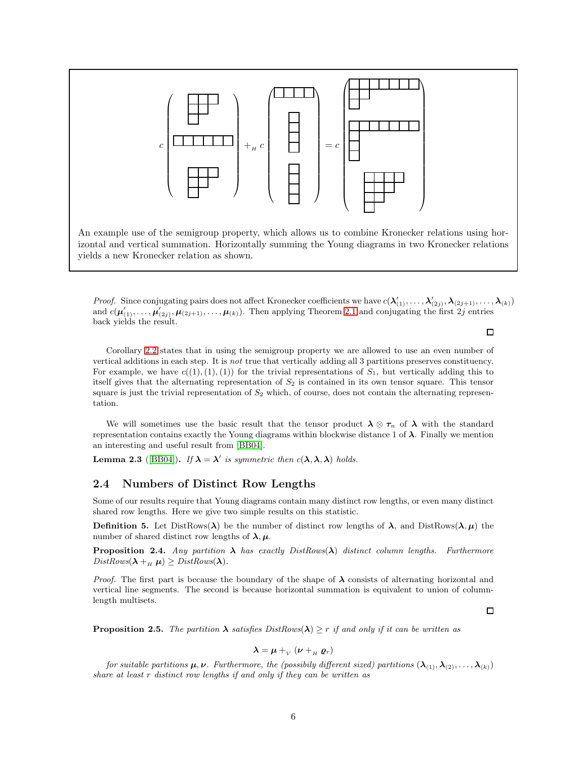An example use of the semigroup property, which allows us to combine Kronecker relations using horizontal and vertical summation. Horizontally summing the Young diagrams in two Kronecker relations yields a new Kronecker relation as shown.

*Proof.* Since conjugating pairs does not affect Kronecker coefficients we have $c(\boldsymbol{\lambda}'_{(1)}, \dots, \boldsymbol{\lambda}'_{(2j)}, \boldsymbol{\lambda}_{(2j+1)}, \dots, \boldsymbol{\lambda}_{(k)})$ and $c(\boldsymbol{\mu}'_{(1)}, \dots, \boldsymbol{\mu}'_{(2j)}, \boldsymbol{\mu}_{(2j+1)}, \dots, \boldsymbol{\mu}_{(k)})$. Then applying Theorem 2.1 and conjugating the first $2j$ entries back yields the result. □

Corollary 2.2 states that in using the semigroup property we are allowed to use an even number of vertical additions in each step. It is *not* true that vertically adding all 3 partitions preserves constituency. For example, we have $c((1),(1),(1))$ for the trivial representations of $S_1$, but vertically adding this to itself gives that the alternating representation of $S_2$ is contained in its own tensor square. This tensor square is just the trivial representation of $S_2$ which, of course, does not contain the alternating representation.

We will sometimes use the basic result that the tensor product $\boldsymbol{\lambda} \otimes \boldsymbol{\tau}_n$ of $\boldsymbol{\lambda}$ with the standard representation contains exactly the Young diagrams within blockwise distance 1 of $\boldsymbol{\lambda}$. Finally we mention an interesting and useful result from [BB04].

**Lemma 2.3** ([BB04]). *If $\boldsymbol{\lambda} = \boldsymbol{\lambda}'$ is symmetric then $c(\boldsymbol{\lambda}, \boldsymbol{\lambda}, \boldsymbol{\lambda})$ holds.*

## 2.4 Numbers of Distinct Row Lengths

Some of our results require that Young diagrams contain many distinct row lengths, or even many distinct shared row lengths. Here we give two simple results on this statistic.

**Definition 5.** Let DistRows($\boldsymbol{\lambda}$) be the number of distinct row lengths of $\boldsymbol{\lambda}$, and DistRows($\boldsymbol{\lambda}, \boldsymbol{\mu}$) the number of shared distinct row lengths of $\boldsymbol{\lambda}, \boldsymbol{\mu}$.

**Proposition 2.4.** *Any partition $\boldsymbol{\lambda}$ has exactly DistRows($\boldsymbol{\lambda}$) distinct column lengths. Furthermore DistRows($\boldsymbol{\lambda} +_H \boldsymbol{\mu}$) $\geq$ DistRows($\boldsymbol{\lambda}$).*

*Proof.* The first part is because the boundary of the shape of $\boldsymbol{\lambda}$ consists of alternating horizontal and vertical line segments. The second is because horizontal summation is equivalent to union of column-length multisets. □

**Proposition 2.5.** *The partition $\boldsymbol{\lambda}$ satisfies DistRows($\boldsymbol{\lambda}$) $\geq r$ if and only if it can be written as*

$$\boldsymbol{\lambda} = \boldsymbol{\mu} +_V (\boldsymbol{\nu} +_H \boldsymbol{\varrho}_r)$$

*for suitable partitions $\boldsymbol{\mu}, \boldsymbol{\nu}$. Furthermore, the (possibily different sized) partitions $(\boldsymbol{\lambda}_{(1)}, \boldsymbol{\lambda}_{(2)}, \dots, \boldsymbol{\lambda}_{(k)})$ share at least $r$ distinct row lengths if and only if they can be written as*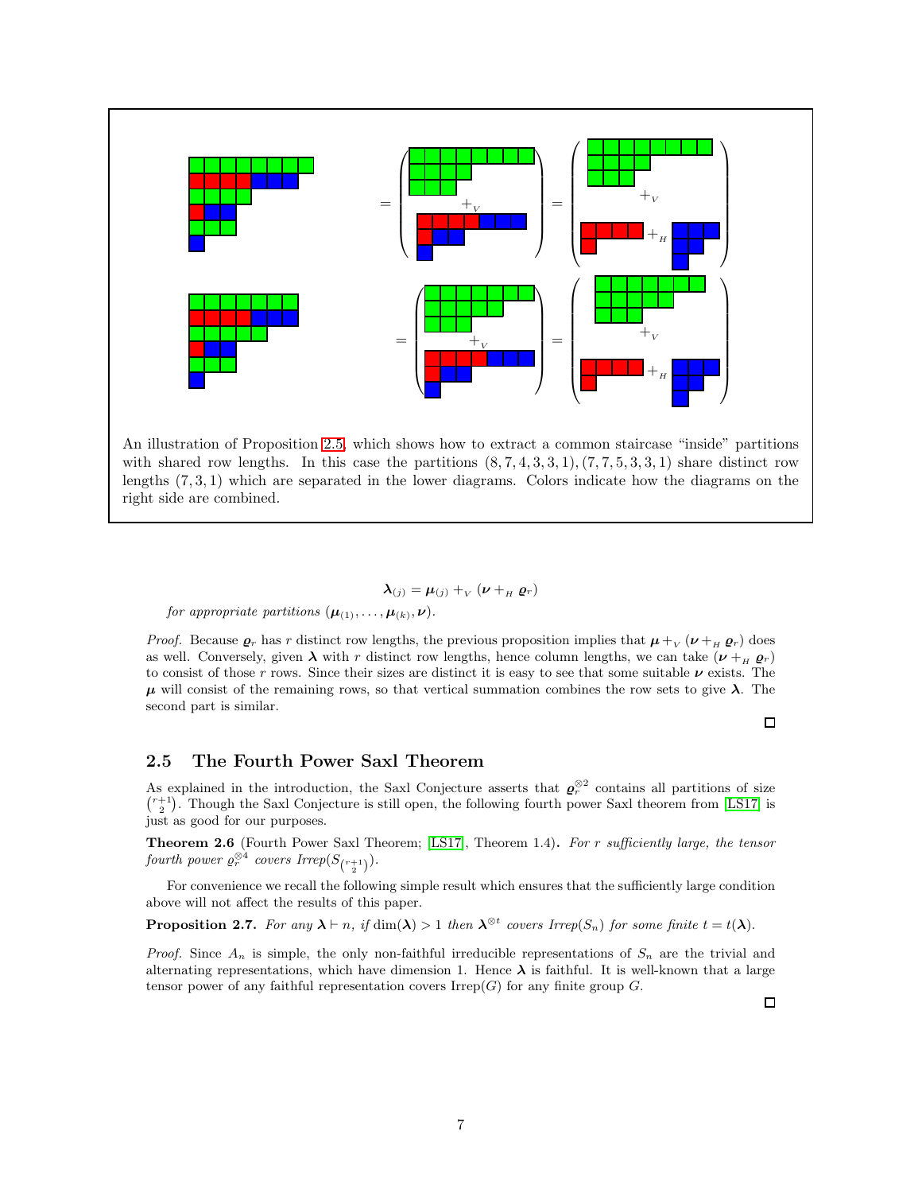An illustration of Proposition 2.5, which shows how to extract a common staircase "inside" partitions with shared row lengths. In this case the partitions $(8,7,4,3,3,1),(7,7,5,3,3,1)$ share distinct row lengths $(7,3,1)$ which are separated in the lower diagrams. Colors indicate how the diagrams on the right side are combined.

$$\boldsymbol{\lambda}_{(j)} = \boldsymbol{\mu}_{(j)} +_V (\boldsymbol{\nu} +_H \boldsymbol{\varrho}_r)$$

*for appropriate partitions* $(\boldsymbol{\mu}_{(1)}, \dots, \boldsymbol{\mu}_{(k)}, \boldsymbol{\nu})$.

*Proof.* Because $\boldsymbol{\varrho}_r$ has $r$ distinct row lengths, the previous proposition implies that $\boldsymbol{\mu} +_V (\boldsymbol{\nu} +_H \boldsymbol{\varrho}_r)$ does as well. Conversely, given $\boldsymbol{\lambda}$ with $r$ distinct row lengths, hence column lengths, we can take $(\boldsymbol{\nu} +_H \boldsymbol{\varrho}_r)$ to consist of those $r$ rows. Since their sizes are distinct it is easy to see that some suitable $\boldsymbol{\nu}$ exists. The $\boldsymbol{\mu}$ will consist of the remaining rows, so that vertical summation combines the row sets to give $\boldsymbol{\lambda}$. The second part is similar. □

## 2.5 The Fourth Power Saxl Theorem

As explained in the introduction, the Saxl Conjecture asserts that $\boldsymbol{\varrho}_r^{\otimes 2}$ contains all partitions of size $\binom{r+1}{2}$. Though the Saxl Conjecture is still open, the following fourth power Saxl theorem from [LS17] is just as good for our purposes.

**Theorem 2.6** (Fourth Power Saxl Theorem; [LS17], Theorem 1.4)**.** *For $r$ sufficiently large, the tensor fourth power $\varrho_r^{\otimes 4}$ covers Irrep$(S_{\binom{r+1}{2}})$.*

For convenience we recall the following simple result which ensures that the sufficiently large condition above will not affect the results of this paper.

**Proposition 2.7.** *For any $\boldsymbol{\lambda} \vdash n$, if $\dim(\boldsymbol{\lambda}) > 1$ then $\boldsymbol{\lambda}^{\otimes t}$ covers Irrep$(S_n)$ for some finite $t = t(\boldsymbol{\lambda})$.*

*Proof.* Since $A_n$ is simple, the only non-faithful irreducible representations of $S_n$ are the trivial and alternating representations, which have dimension 1. Hence $\boldsymbol{\lambda}$ is faithful. It is well-known that a large tensor power of any faithful representation covers Irrep$(G)$ for any finite group $G$. □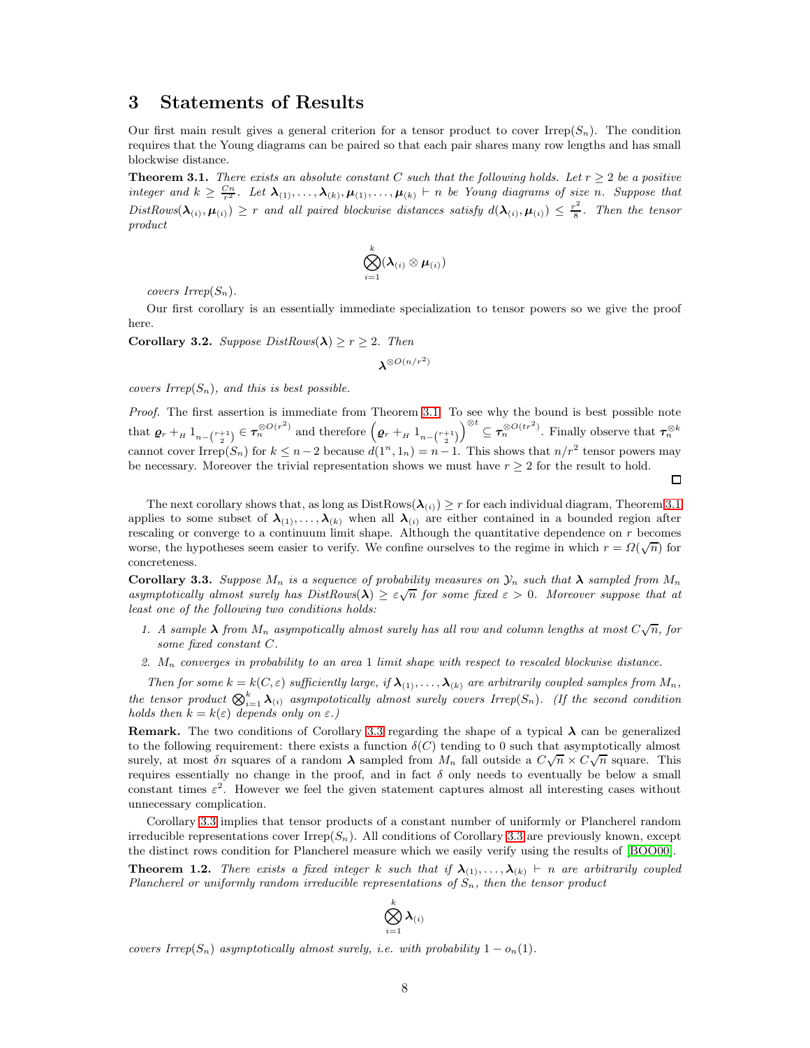## 3 Statements of Results

Our first main result gives a general criterion for a tensor product to cover $\text{Irrep}(S_n)$. The condition requires that the Young diagrams can be paired so that each pair shares many row lengths and has small blockwise distance.

**Theorem 3.1.** *There exists an absolute constant $C$ such that the following holds. Let $r \geq 2$ be a positive integer and $k \geq \frac{Cn}{r^2}$. Let $\boldsymbol{\lambda}_{(1)}, \ldots, \boldsymbol{\lambda}_{(k)}, \boldsymbol{\mu}_{(1)}, \ldots, \boldsymbol{\mu}_{(k)} \vdash n$ be Young diagrams of size $n$. Suppose that $DistRows(\boldsymbol{\lambda}_{(i)}, \boldsymbol{\mu}_{(i)}) \geq r$ and all paired blockwise distances satisfy $d(\boldsymbol{\lambda}_{(i)}, \boldsymbol{\mu}_{(i)}) \leq \frac{r^2}{8}$. Then the tensor product*

$$\bigotimes_{i=1}^{k} (\boldsymbol{\lambda}_{(i)} \otimes \boldsymbol{\mu}_{(i)})$$

*covers $Irrep(S_n)$.*

Our first corollary is an essentially immediate specialization to tensor powers so we give the proof here.

**Corollary 3.2.** *Suppose $DistRows(\boldsymbol{\lambda}) \geq r \geq 2$. Then*

$$\boldsymbol{\lambda}^{\otimes O(n/r^2)}$$

*covers $Irrep(S_n)$, and this is best possible.*

*Proof.* The first assertion is immediate from Theorem 3.1. To see why the bound is best possible note that $\boldsymbol{\varrho}_r +_H 1_{n-\binom{r+1}{2}} \in \boldsymbol{\tau}_n^{\otimes O(r^2)}$ and therefore $\left(\boldsymbol{\varrho}_r +_H 1_{n-\binom{r+1}{2}}\right)^{\otimes t} \subseteq \boldsymbol{\tau}_n^{\otimes O(tr^2)}$. Finally observe that $\boldsymbol{\tau}_n^{\otimes k}$ cannot cover $\text{Irrep}(S_n)$ for $k \leq n-2$ because $d(1^n, 1_n) = n-1$. This shows that $n/r^2$ tensor powers may be necessary. Moreover the trivial representation shows we must have $r \geq 2$ for the result to hold. □

The next corollary shows that, as long as $\text{DistRows}(\boldsymbol{\lambda}_{(i)}) \geq r$ for each individual diagram, Theorem 3.1 applies to some subset of $\boldsymbol{\lambda}_{(1)}, \ldots, \boldsymbol{\lambda}_{(k)}$ when all $\boldsymbol{\lambda}_{(i)}$ are either contained in a bounded region after rescaling or converge to a continuum limit shape. Although the quantitative dependence on $r$ becomes worse, the hypotheses seem easier to verify. We confine ourselves to the regime in which $r = \Omega(\sqrt{n})$ for concreteness.

**Corollary 3.3.** *Suppose $M_n$ is a sequence of probability measures on $\mathcal{Y}_n$ such that $\boldsymbol{\lambda}$ sampled from $M_n$ asymptotically almost surely has $DistRows(\boldsymbol{\lambda}) \geq \varepsilon\sqrt{n}$ for some fixed $\varepsilon > 0$. Moreover suppose that at least one of the following two conditions holds:*

1. *A sample $\boldsymbol{\lambda}$ from $M_n$ asymptotically almost surely has all row and column lengths at most $C\sqrt{n}$, for some fixed constant $C$.*
2. *$M_n$ converges in probability to an area 1 limit shape with respect to rescaled blockwise distance.*

*Then for some $k = k(C, \varepsilon)$ sufficiently large, if $\boldsymbol{\lambda}_{(1)}, \ldots, \boldsymbol{\lambda}_{(k)}$ are arbitrarily coupled samples from $M_n$, the tensor product $\bigotimes_{i=1}^{k} \boldsymbol{\lambda}_{(i)}$ asympototically almost surely covers $Irrep(S_n)$. (If the second condition holds then $k = k(\varepsilon)$ depends only on $\varepsilon$.)*

**Remark.** The two conditions of Corollary 3.3 regarding the shape of a typical $\boldsymbol{\lambda}$ can be generalized to the following requirement: there exists a function $\delta(C)$ tending to 0 such that asymptotically almost surely, at most $\delta n$ squares of a random $\boldsymbol{\lambda}$ sampled from $M_n$ fall outside a $C\sqrt{n} \times C\sqrt{n}$ square. This requires essentially no change in the proof, and in fact $\delta$ only needs to eventually be below a small constant times $\varepsilon^2$. However we feel the given statement captures almost all interesting cases without unnecessary complication.

Corollary 3.3 implies that tensor products of a constant number of uniformly or Plancherel random irreducible representations cover $\text{Irrep}(S_n)$. All conditions of Corollary 3.3 are previously known, except the distinct rows condition for Plancherel measure which we easily verify using the results of [BOO00].

**Theorem 1.2.** *There exists a fixed integer $k$ such that if $\boldsymbol{\lambda}_{(1)}, \ldots, \boldsymbol{\lambda}_{(k)} \vdash n$ are arbitrarily coupled Plancherel or uniformly random irreducible representations of $S_n$, then the tensor product*

$$\bigotimes_{i=1}^{k} \boldsymbol{\lambda}_{(i)}$$

*covers $Irrep(S_n)$ asymptotically almost surely, i.e. with probability $1 - o_n(1)$.*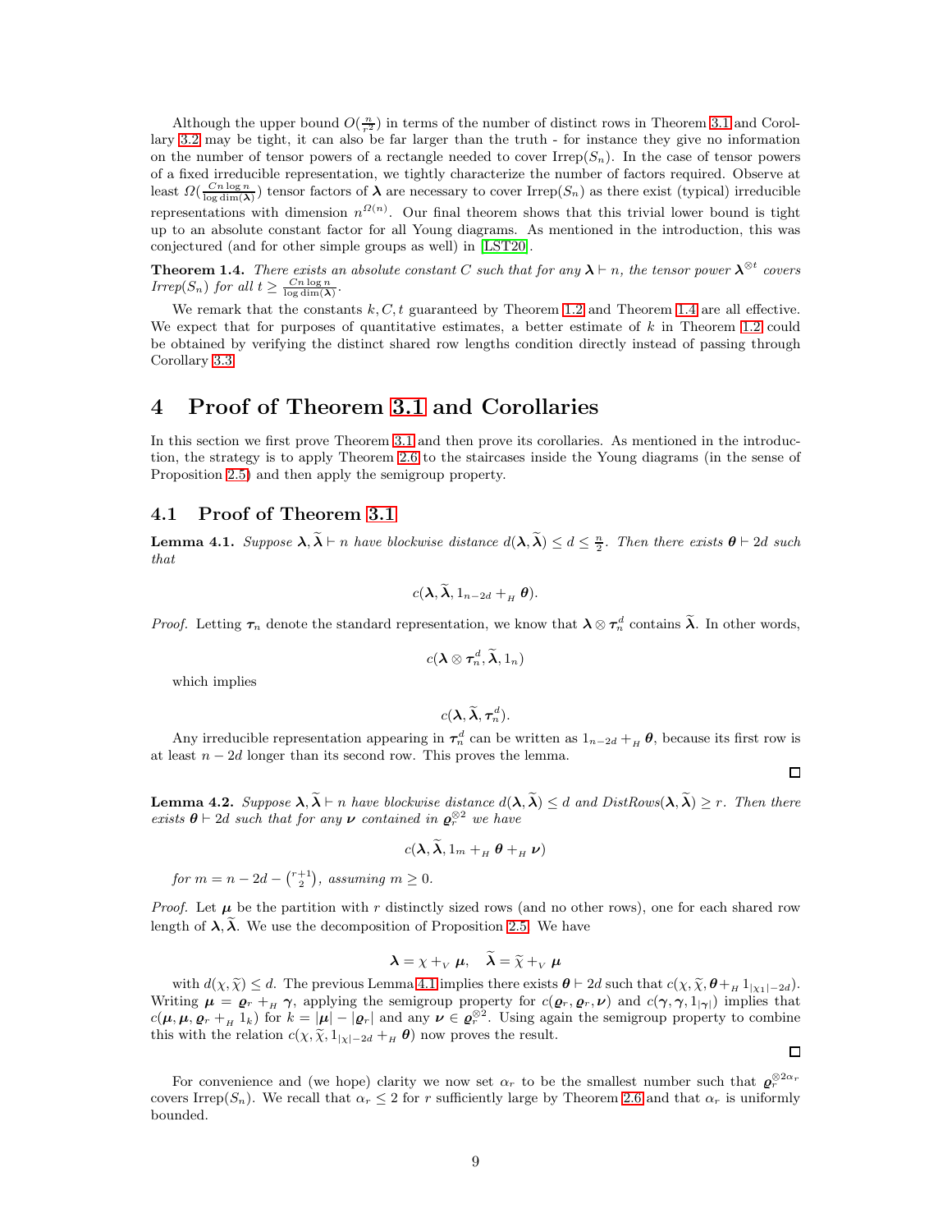Although the upper bound $O(\frac{n}{r^2})$ in terms of the number of distinct rows in Theorem 3.1 and Corollary 3.2 may be tight, it can also be far larger than the truth - for instance they give no information on the number of tensor powers of a rectangle needed to cover Irrep($S_n$). In the case of tensor powers of a fixed irreducible representation, we tightly characterize the number of factors required. Observe at least $\Omega(\frac{Cn\log n}{\log \dim(\boldsymbol{\lambda})})$ tensor factors of $\boldsymbol{\lambda}$ are necessary to cover Irrep($S_n$) as there exist (typical) irreducible representations with dimension $n^{\Omega(n)}$. Our final theorem shows that this trivial lower bound is tight up to an absolute constant factor for all Young diagrams. As mentioned in the introduction, this was conjectured (and for other simple groups as well) in [LST20].

**Theorem 1.4.** *There exists an absolute constant $C$ such that for any $\boldsymbol{\lambda} \vdash n$, the tensor power $\boldsymbol{\lambda}^{\otimes t}$ covers Irrep($S_n$) for all $t \geq \frac{Cn\log n}{\log \dim(\boldsymbol{\lambda})}$.*

We remark that the constants $k, C, t$ guaranteed by Theorem 1.2 and Theorem 1.4 are all effective. We expect that for purposes of quantitative estimates, a better estimate of $k$ in Theorem 1.2 could be obtained by verifying the distinct shared row lengths condition directly instead of passing through Corollary 3.3.

# 4 Proof of Theorem 3.1 and Corollaries

In this section we first prove Theorem 3.1 and then prove its corollaries. As mentioned in the introduction, the strategy is to apply Theorem 2.6 to the staircases inside the Young diagrams (in the sense of Proposition 2.5) and then apply the semigroup property.

## 4.1 Proof of Theorem 3.1

**Lemma 4.1.** *Suppose $\boldsymbol{\lambda}, \widetilde{\boldsymbol{\lambda}} \vdash n$ have blockwise distance $d(\boldsymbol{\lambda}, \widetilde{\boldsymbol{\lambda}}) \leq d \leq \frac{n}{2}$. Then there exists $\boldsymbol{\theta} \vdash 2d$ such that*

$$c(\boldsymbol{\lambda}, \widetilde{\boldsymbol{\lambda}}, 1_{n-2d} +_H \boldsymbol{\theta}).$$

*Proof.* Letting $\boldsymbol{\tau}_n$ denote the standard representation, we know that $\boldsymbol{\lambda} \otimes \boldsymbol{\tau}_n^d$ contains $\widetilde{\boldsymbol{\lambda}}$. In other words,

$$c(\boldsymbol{\lambda} \otimes \boldsymbol{\tau}_n^d, \widetilde{\boldsymbol{\lambda}}, 1_n)$$

which implies

$$c(\boldsymbol{\lambda}, \widetilde{\boldsymbol{\lambda}}, \boldsymbol{\tau}_n^d).$$

Any irreducible representation appearing in $\boldsymbol{\tau}_n^d$ can be written as $1_{n-2d} +_H \boldsymbol{\theta}$, because its first row is at least $n - 2d$ longer than its second row. This proves the lemma. ∎

**Lemma 4.2.** *Suppose $\boldsymbol{\lambda}, \widetilde{\boldsymbol{\lambda}} \vdash n$ have blockwise distance $d(\boldsymbol{\lambda}, \widetilde{\boldsymbol{\lambda}}) \leq d$ and $DistRows(\boldsymbol{\lambda}, \widetilde{\boldsymbol{\lambda}}) \geq r$. Then there exists $\boldsymbol{\theta} \vdash 2d$ such that for any $\boldsymbol{\nu}$ contained in $\boldsymbol{\varrho}_r^{\otimes 2}$ we have*

$$c(\boldsymbol{\lambda}, \widetilde{\boldsymbol{\lambda}}, 1_m +_H \boldsymbol{\theta} +_H \boldsymbol{\nu})$$

*for $m = n - 2d - \binom{r+1}{2}$, assuming $m \geq 0$.*

*Proof.* Let $\boldsymbol{\mu}$ be the partition with $r$ distinctly sized rows (and no other rows), one for each shared row length of $\boldsymbol{\lambda}, \widetilde{\boldsymbol{\lambda}}$. We use the decomposition of Proposition 2.5. We have

$$\boldsymbol{\lambda} = \chi +_V \boldsymbol{\mu}, \quad \widetilde{\boldsymbol{\lambda}} = \widetilde{\chi} +_V \boldsymbol{\mu}$$

with $d(\chi, \widetilde{\chi}) \leq d$. The previous Lemma 4.1 implies there exists $\boldsymbol{\theta} \vdash 2d$ such that $c(\chi, \widetilde{\chi}, \boldsymbol{\theta} +_H 1_{|\chi_1|-2d})$. Writing $\boldsymbol{\mu} = \boldsymbol{\varrho}_r +_H \boldsymbol{\gamma}$, applying the semigroup property for $c(\boldsymbol{\varrho}_r, \boldsymbol{\varrho}_r, \boldsymbol{\nu})$ and $c(\boldsymbol{\gamma}, \boldsymbol{\gamma}, 1_{|\boldsymbol{\gamma}|})$ implies that $c(\boldsymbol{\mu}, \boldsymbol{\mu}, \boldsymbol{\varrho}_r +_H 1_k)$ for $k = |\boldsymbol{\mu}| - |\boldsymbol{\varrho}_r|$ and any $\boldsymbol{\nu} \in \boldsymbol{\varrho}_r^{\otimes 2}$. Using again the semigroup property to combine this with the relation $c(\chi, \widetilde{\chi}, 1_{|\chi|-2d} +_H \boldsymbol{\theta})$ now proves the result. ∎

For convenience and (we hope) clarity we now set $\alpha_r$ to be the smallest number such that $\boldsymbol{\varrho}_r^{\otimes 2\alpha_r}$ covers Irrep($S_n$). We recall that $\alpha_r \leq 2$ for $r$ sufficiently large by Theorem 2.6 and that $\alpha_r$ is uniformly bounded.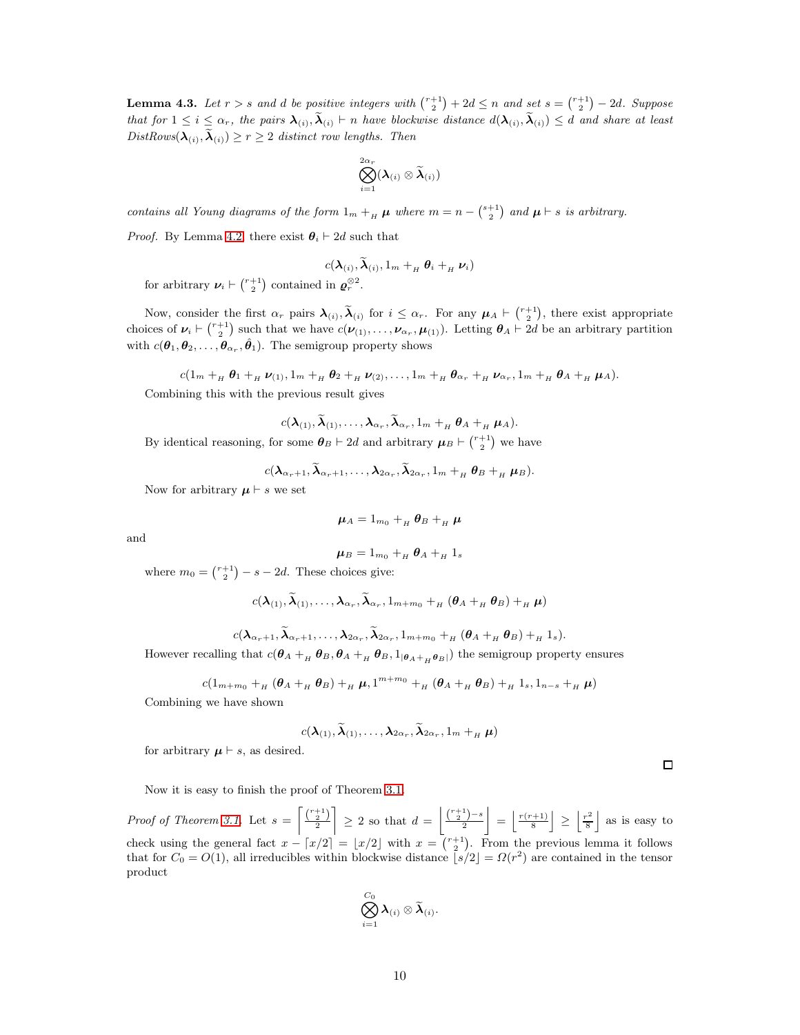**Lemma 4.3.** *Let $r > s$ and $d$ be positive integers with $\binom{r+1}{2} + 2d \le n$ and set $s = \binom{r+1}{2} - 2d$. Suppose that for $1 \le i \le \alpha_r$, the pairs $\boldsymbol{\lambda}_{(i)}, \widetilde{\boldsymbol{\lambda}}_{(i)} \vdash n$ have blockwise distance $d(\boldsymbol{\lambda}_{(i)}, \widetilde{\boldsymbol{\lambda}}_{(i)}) \le d$ and share at least $DistRows(\boldsymbol{\lambda}_{(i)}, \widetilde{\boldsymbol{\lambda}}_{(i)}) \ge r \ge 2$ distinct row lengths. Then*

$$\bigotimes_{i=1}^{2\alpha_r} (\boldsymbol{\lambda}_{(i)} \otimes \widetilde{\boldsymbol{\lambda}}_{(i)})$$

*contains all Young diagrams of the form $1_m +_H \boldsymbol{\mu}$ where $m = n - \binom{s+1}{2}$ and $\boldsymbol{\mu} \vdash s$ is arbitrary.*

*Proof.* By Lemma 4.2, there exist $\boldsymbol{\theta}_i \vdash 2d$ such that

$$c(\boldsymbol{\lambda}_{(i)}, \widetilde{\boldsymbol{\lambda}}_{(i)}, 1_m +_H \boldsymbol{\theta}_i +_H \boldsymbol{\nu}_i)$$

for arbitrary $\boldsymbol{\nu}_i \vdash \binom{r+1}{2}$ contained in $\boldsymbol{\varrho}_r^{\otimes 2}$.

Now, consider the first $\alpha_r$ pairs $\boldsymbol{\lambda}_{(i)}, \widetilde{\boldsymbol{\lambda}}_{(i)}$ for $i \le \alpha_r$. For any $\boldsymbol{\mu}_A \vdash \binom{r+1}{2}$, there exist appropriate choices of $\boldsymbol{\nu}_i \vdash \binom{r+1}{2}$ such that we have $c(\boldsymbol{\nu}_{(1)}, \dots, \boldsymbol{\nu}_{\alpha_r}, \boldsymbol{\mu}_{(1)})$. Letting $\boldsymbol{\theta}_A \vdash 2d$ be an arbitrary partition with $c(\boldsymbol{\theta}_1, \boldsymbol{\theta}_2, \dots, \boldsymbol{\theta}_{\alpha_r}, \hat{\boldsymbol{\theta}}_1)$. The semigroup property shows

$$c(1_m +_H \boldsymbol{\theta}_1 +_H \boldsymbol{\nu}_{(1)}, 1_m +_H \boldsymbol{\theta}_2 +_H \boldsymbol{\nu}_{(2)}, \dots, 1_m +_H \boldsymbol{\theta}_{\alpha_r} +_H \boldsymbol{\nu}_{\alpha_r}, 1_m +_H \boldsymbol{\theta}_A +_H \boldsymbol{\mu}_A).$$

Combining this with the previous result gives

$$c(\boldsymbol{\lambda}_{(1)}, \widetilde{\boldsymbol{\lambda}}_{(1)}, \dots, \boldsymbol{\lambda}_{\alpha_r}, \widetilde{\boldsymbol{\lambda}}_{\alpha_r}, 1_m +_H \boldsymbol{\theta}_A +_H \boldsymbol{\mu}_A).$$

By identical reasoning, for some $\boldsymbol{\theta}_B \vdash 2d$ and arbitrary $\boldsymbol{\mu}_B \vdash \binom{r+1}{2}$ we have

$$c(\boldsymbol{\lambda}_{\alpha_r+1}, \widetilde{\boldsymbol{\lambda}}_{\alpha_r+1}, \dots, \boldsymbol{\lambda}_{2\alpha_r}, \widetilde{\boldsymbol{\lambda}}_{2\alpha_r}, 1_m +_H \boldsymbol{\theta}_B +_H \boldsymbol{\mu}_B).$$

Now for arbitrary $\boldsymbol{\mu} \vdash s$ we set

$$\boldsymbol{\mu}_A = 1_{m_0} +_H \boldsymbol{\theta}_B +_H \boldsymbol{\mu}$$

and

$$\boldsymbol{\mu}_B = 1_{m_0} +_H \boldsymbol{\theta}_A +_H 1_s$$

where $m_0 = \binom{r+1}{2} - s - 2d$. These choices give:

$$c(\boldsymbol{\lambda}_{(1)}, \widetilde{\boldsymbol{\lambda}}_{(1)}, \dots, \boldsymbol{\lambda}_{\alpha_r}, \widetilde{\boldsymbol{\lambda}}_{\alpha_r}, 1_{m+m_0} +_H (\boldsymbol{\theta}_A +_H \boldsymbol{\theta}_B) +_H \boldsymbol{\mu})$$

$$c(\boldsymbol{\lambda}_{\alpha_r+1}, \widetilde{\boldsymbol{\lambda}}_{\alpha_r+1}, \dots, \boldsymbol{\lambda}_{2\alpha_r}, \widetilde{\boldsymbol{\lambda}}_{2\alpha_r}, 1_{m+m_0} +_H (\boldsymbol{\theta}_A +_H \boldsymbol{\theta}_B) +_H 1_s).$$

However recalling that $c(\boldsymbol{\theta}_A +_H \boldsymbol{\theta}_B, \boldsymbol{\theta}_A +_H \boldsymbol{\theta}_B, 1_{|\boldsymbol{\theta}_A +_H \boldsymbol{\theta}_B|})$ the semigroup property ensures

$$c(1_{m+m_0} +_H (\boldsymbol{\theta}_A +_H \boldsymbol{\theta}_B) +_H \boldsymbol{\mu}, 1^{m+m_0} +_H (\boldsymbol{\theta}_A +_H \boldsymbol{\theta}_B) +_H 1_s, 1_{n-s} +_H \boldsymbol{\mu})$$

Combining we have shown

$$c(\boldsymbol{\lambda}_{(1)}, \widetilde{\boldsymbol{\lambda}}_{(1)}, \dots, \boldsymbol{\lambda}_{2\alpha_r}, \widetilde{\boldsymbol{\lambda}}_{2\alpha_r}, 1_m +_H \boldsymbol{\mu})$$

for arbitrary $\boldsymbol{\mu} \vdash s$, as desired. $\square$

Now it is easy to finish the proof of Theorem 3.1.

*Proof of Theorem 3.1.* Let $s = \left\lceil \frac{\binom{r+1}{2}}{2} \right\rceil \ge 2$ so that $d = \left\lfloor \frac{\binom{r+1}{2} - s}{2} \right\rfloor = \left\lfloor \frac{r(r+1)}{8} \right\rfloor \ge \left\lfloor \frac{r^2}{8} \right\rfloor$ as is easy to check using the general fact $x - \lceil x/2 \rceil = \lfloor x/2 \rfloor$ with $x = \binom{r+1}{2}$. From the previous lemma it follows that for $C_0 = O(1)$, all irreducibles within blockwise distance $\lfloor s/2 \rfloor = \Omega(r^2)$ are contained in the tensor product

$$\bigotimes_{i=1}^{C_0} \boldsymbol{\lambda}_{(i)} \otimes \widetilde{\boldsymbol{\lambda}}_{(i)}.$$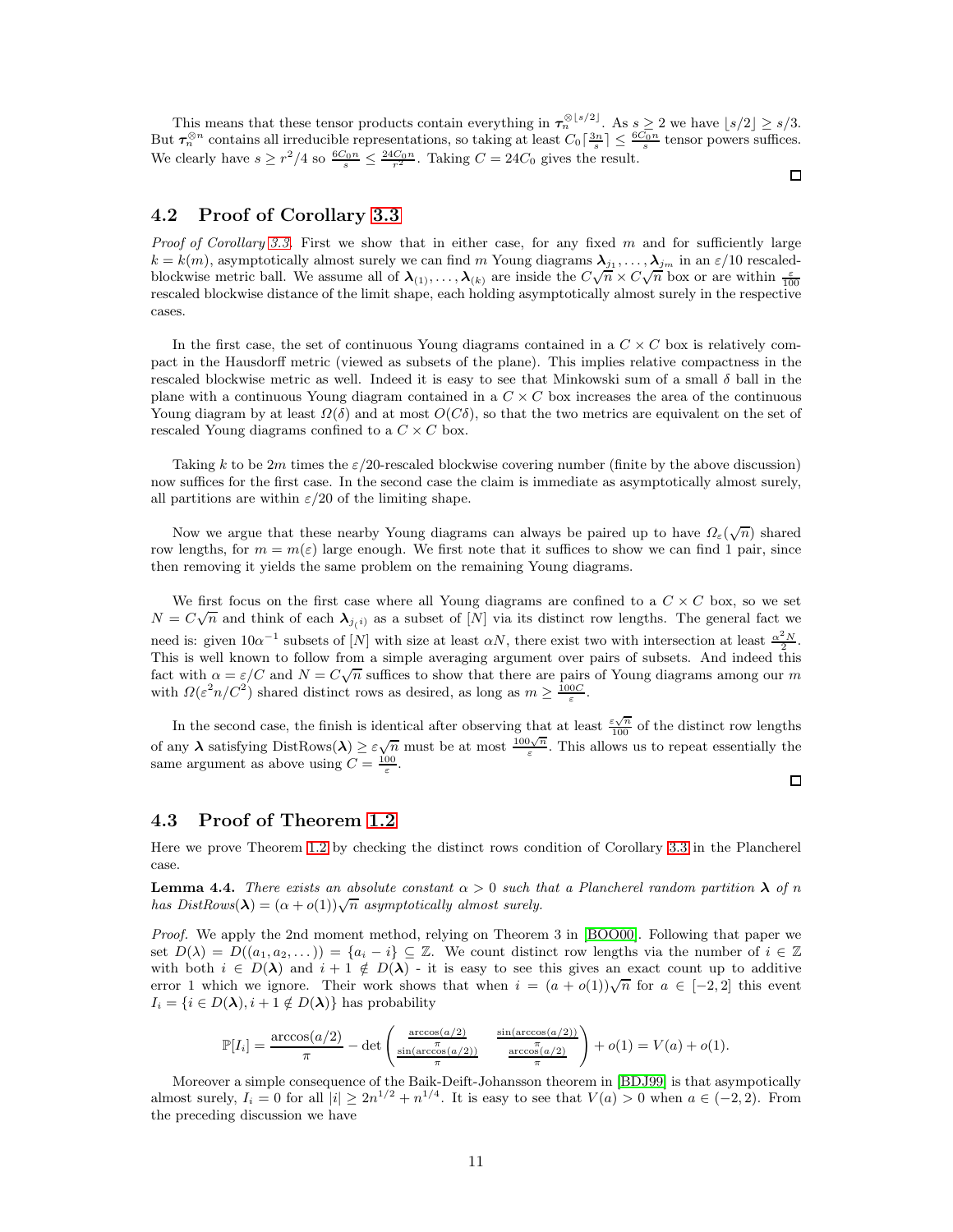This means that these tensor products contain everything in $\boldsymbol{\tau}_n^{\otimes \lfloor s/2 \rfloor}$. As $s \geq 2$ we have $\lfloor s/2 \rfloor \geq s/3$. But $\boldsymbol{\tau}_n^{\otimes n}$ contains all irreducible representations, so taking at least $C_0 \lceil \frac{3n}{s} \rceil \leq \frac{6C_0 n}{s}$ tensor powers suffices. We clearly have $s \geq r^2/4$ so $\frac{6C_0 n}{s} \leq \frac{24 C_0 n}{r^2}$. Taking $C = 24C_0$ gives the result. ◻

## 4.2 Proof of Corollary 3.3

*Proof of Corollary 3.3.* First we show that in either case, for any fixed $m$ and for sufficiently large $k = k(m)$, asymptotically almost surely we can find $m$ Young diagrams $\boldsymbol{\lambda}_{j_1}, \dots, \boldsymbol{\lambda}_{j_m}$ in an $\varepsilon/10$ rescaled-blockwise metric ball. We assume all of $\boldsymbol{\lambda}_{(1)}, \dots, \boldsymbol{\lambda}_{(k)}$ are inside the $C\sqrt{n} \times C\sqrt{n}$ box or are within $\frac{\varepsilon}{100}$ rescaled blockwise distance of the limit shape, each holding asymptotically almost surely in the respective cases.

In the first case, the set of continuous Young diagrams contained in a $C \times C$ box is relatively compact in the Hausdorff metric (viewed as subsets of the plane). This implies relative compactness in the rescaled blockwise metric as well. Indeed it is easy to see that Minkowski sum of a small $\delta$ ball in the plane with a continuous Young diagram contained in a $C \times C$ box increases the area of the continuous Young diagram by at least $\Omega(\delta)$ and at most $O(C\delta)$, so that the two metrics are equivalent on the set of rescaled Young diagrams confined to a $C \times C$ box.

Taking $k$ to be $2m$ times the $\varepsilon/20$-rescaled blockwise covering number (finite by the above discussion) now suffices for the first case. In the second case the claim is immediate as asymptotically almost surely, all partitions are within $\varepsilon/20$ of the limiting shape.

Now we argue that these nearby Young diagrams can always be paired up to have $\Omega_\varepsilon(\sqrt{n})$ shared row lengths, for $m = m(\varepsilon)$ large enough. We first note that it suffices to show we can find 1 pair, since then removing it yields the same problem on the remaining Young diagrams.

We first focus on the first case where all Young diagrams are confined to a $C \times C$ box, so we set $N = C\sqrt{n}$ and think of each $\boldsymbol{\lambda}_{j_{(i)}}$ as a subset of $[N]$ via its distinct row lengths. The general fact we need is: given $10\alpha^{-1}$ subsets of $[N]$ with size at least $\alpha N$, there exist two with intersection at least $\frac{\alpha^2 N}{2}$. This is well known to follow from a simple averaging argument over pairs of subsets. And indeed this fact with $\alpha = \varepsilon/C$ and $N = C\sqrt{n}$ suffices to show that there are pairs of Young diagrams among our $m$ with $\Omega(\varepsilon^2 n/C^2)$ shared distinct rows as desired, as long as $m \geq \frac{100C}{\varepsilon}$.

In the second case, the finish is identical after observing that at least $\frac{\varepsilon\sqrt{n}}{100}$ of the distinct row lengths of any $\boldsymbol{\lambda}$ satisfying $\text{DistRows}(\boldsymbol{\lambda}) \geq \varepsilon\sqrt{n}$ must be at most $\frac{100\sqrt{n}}{\varepsilon}$. This allows us to repeat essentially the same argument as above using $C = \frac{100}{\varepsilon}$. ◻

## 4.3 Proof of Theorem 1.2

Here we prove Theorem 1.2 by checking the distinct rows condition of Corollary 3.3 in the Plancherel case.

**Lemma 4.4.** *There exists an absolute constant $\alpha > 0$ such that a Plancherel random partition $\boldsymbol{\lambda}$ of $n$ has $\text{DistRows}(\boldsymbol{\lambda}) = (\alpha + o(1))\sqrt{n}$ asymptotically almost surely.*

*Proof.* We apply the 2nd moment method, relying on Theorem 3 in [BOO00]. Following that paper we set $D(\lambda) = D((a_1, a_2, \dots)) = \{a_i - i\} \subseteq \mathbb{Z}$. We count distinct row lengths via the number of $i \in \mathbb{Z}$ with both $i \in D(\boldsymbol{\lambda})$ and $i + 1 \notin D(\boldsymbol{\lambda})$ - it is easy to see this gives an exact count up to additive error 1 which we ignore. Their work shows that when $i = (a + o(1))\sqrt{n}$ for $a \in [-2, 2]$ this event $I_i = \{i \in D(\boldsymbol{\lambda}), i + 1 \notin D(\boldsymbol{\lambda})\}$ has probability

$$\mathbb{P}[I_i] = \frac{\arccos(a/2)}{\pi} - \det \begin{pmatrix} \frac{\arccos(a/2)}{\pi} & \frac{\sin(\arccos(a/2))}{\pi} \\ \frac{\sin(\arccos(a/2))}{\pi} & \frac{\arccos(a/2)}{\pi} \end{pmatrix} + o(1) = V(a) + o(1).$$

Moreover a simple consequence of the Baik-Deift-Johansson theorem in [BDJ99] is that asympotically almost surely, $I_i = 0$ for all $|i| \geq 2n^{1/2} + n^{1/4}$. It is easy to see that $V(a) > 0$ when $a \in (-2, 2)$. From the preceding discussion we have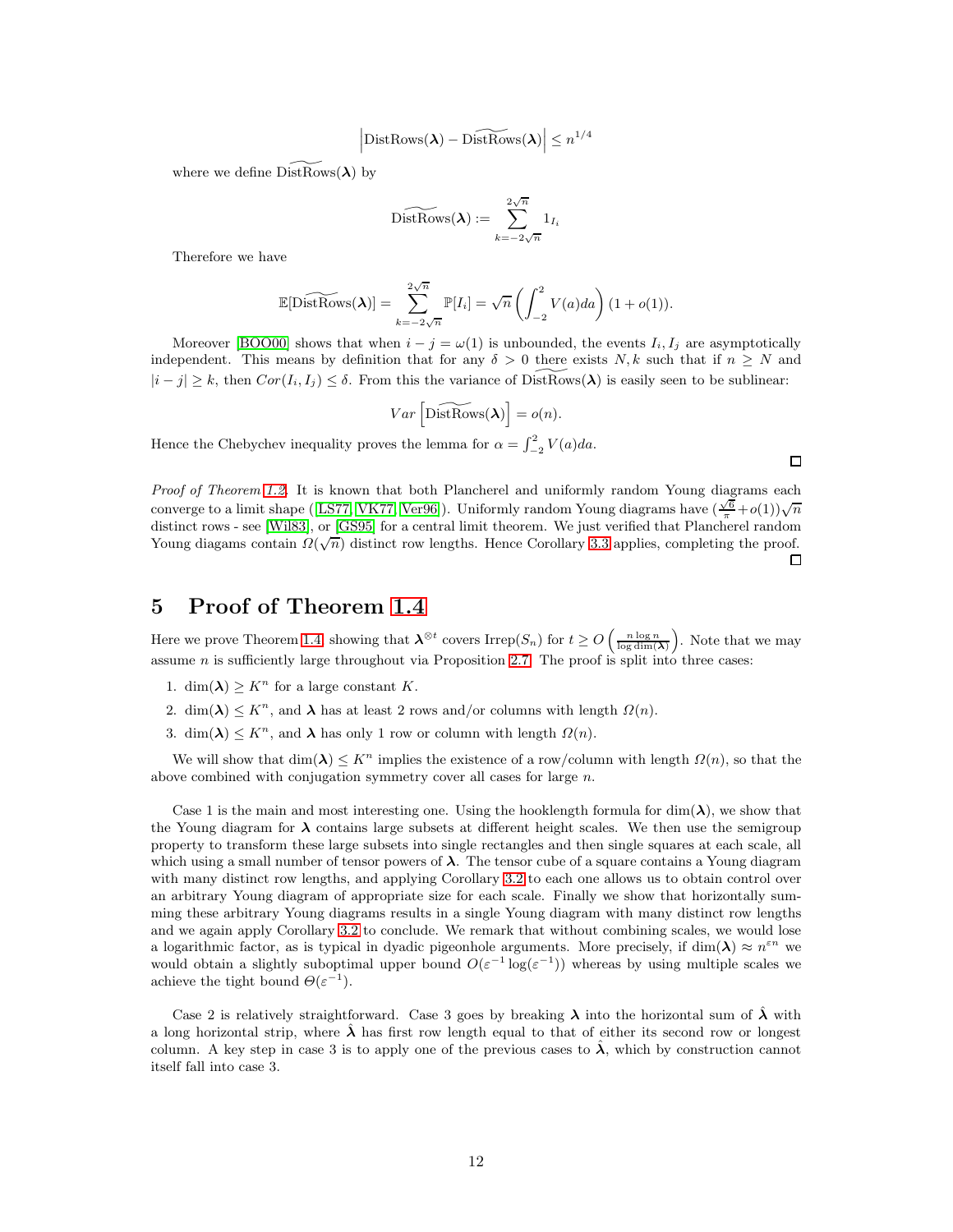$$\left|\text{DistRows}(\boldsymbol{\lambda}) - \widetilde{\text{DistRows}}(\boldsymbol{\lambda})\right| \leq n^{1/4}$$

where we define $\widetilde{\text{DistRows}}(\boldsymbol{\lambda})$ by

$$\widetilde{\text{DistRows}}(\boldsymbol{\lambda}) := \sum_{k=-2\sqrt{n}}^{2\sqrt{n}} 1_{I_i}$$

Therefore we have

$$\mathbb{E}[\widetilde{\text{DistRows}}(\boldsymbol{\lambda})] = \sum_{k=-2\sqrt{n}}^{2\sqrt{n}} \mathbb{P}[I_i] = \sqrt{n}\left(\int_{-2}^{2} V(a)da\right)(1+o(1)).$$

Moreover [BOO00] shows that when $i-j=\omega(1)$ is unbounded, the events $I_i, I_j$ are asymptotically independent. This means by definition that for any $\delta > 0$ there exists $N, k$ such that if $n \geq N$ and $|i-j| \geq k$, then $Cor(I_i, I_j) \leq \delta$. From this the variance of $\widetilde{\text{DistRows}}(\boldsymbol{\lambda})$ is easily seen to be sublinear:

$$Var\left[\widetilde{\text{DistRows}}(\boldsymbol{\lambda})\right] = o(n).$$

Hence the Chebychev inequality proves the lemma for $\alpha = \int_{-2}^{2} V(a)da$. □

*Proof of Theorem 1.2.* It is known that both Plancherel and uniformly random Young diagrams each converge to a limit shape ([LS77, VK77, Ver96]). Uniformly random Young diagrams have $(\frac{\sqrt{6}}{\pi}+o(1))\sqrt{n}$ distinct rows - see [Wil83], or [GS95] for a central limit theorem. We just verified that Plancherel random Young diagams contain $\Omega(\sqrt{n})$ distinct row lengths. Hence Corollary 3.3 applies, completing the proof. □

# 5 Proof of Theorem 1.4

Here we prove Theorem 1.4, showing that $\boldsymbol{\lambda}^{\otimes t}$ covers $\text{Irrep}(S_n)$ for $t \geq O\left(\frac{n\log n}{\log\dim(\boldsymbol{\lambda})}\right)$. Note that we may assume $n$ is sufficiently large throughout via Proposition 2.7. The proof is split into three cases:

1. $\dim(\boldsymbol{\lambda}) \geq K^n$ for a large constant $K$.
2. $\dim(\boldsymbol{\lambda}) \leq K^n$, and $\boldsymbol{\lambda}$ has at least 2 rows and/or columns with length $\Omega(n)$.
3. $\dim(\boldsymbol{\lambda}) \leq K^n$, and $\boldsymbol{\lambda}$ has only 1 row or column with length $\Omega(n)$.

We will show that $\dim(\boldsymbol{\lambda}) \leq K^n$ implies the existence of a row/column with length $\Omega(n)$, so that the above combined with conjugation symmetry cover all cases for large $n$.

Case 1 is the main and most interesting one. Using the hooklength formula for $\dim(\boldsymbol{\lambda})$, we show that the Young diagram for $\boldsymbol{\lambda}$ contains large subsets at different height scales. We then use the semigroup property to transform these large subsets into single rectangles and then single squares at each scale, all which using a small number of tensor powers of $\boldsymbol{\lambda}$. The tensor cube of a square contains a Young diagram with many distinct row lengths, and applying Corollary 3.2 to each one allows us to obtain control over an arbitrary Young diagram of appropriate size for each scale. Finally we show that horizontally summing these arbitrary Young diagrams results in a single Young diagram with many distinct row lengths and we again apply Corollary 3.2 to conclude. We remark that without combining scales, we would lose a logarithmic factor, as is typical in dyadic pigeonhole arguments. More precisely, if $\dim(\boldsymbol{\lambda}) \approx n^{\varepsilon n}$ we would obtain a slightly suboptimal upper bound $O(\varepsilon^{-1}\log(\varepsilon^{-1}))$ whereas by using multiple scales we achieve the tight bound $\Theta(\varepsilon^{-1})$.

Case 2 is relatively straightforward. Case 3 goes by breaking $\boldsymbol{\lambda}$ into the horizontal sum of $\hat{\boldsymbol{\lambda}}$ with a long horizontal strip, where $\hat{\boldsymbol{\lambda}}$ has first row length equal to that of either its second row or longest column. A key step in case 3 is to apply one of the previous cases to $\hat{\boldsymbol{\lambda}}$, which by construction cannot itself fall into case 3.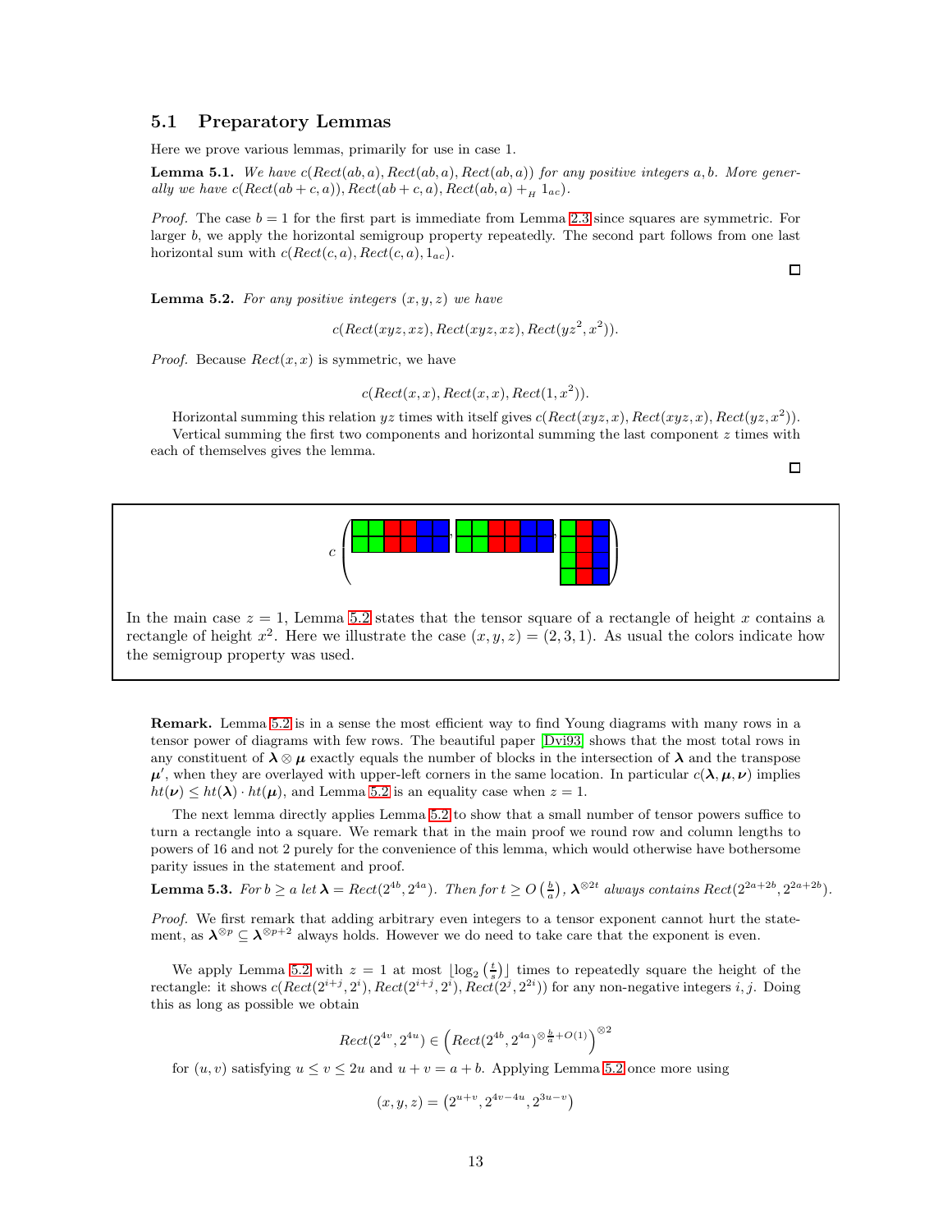### 5.1 Preparatory Lemmas

Here we prove various lemmas, primarily for use in case 1.

**Lemma 5.1.** *We have $c(Rect(ab,a), Rect(ab,a), Rect(ab,a))$ for any positive integers $a,b$. More generally we have $c(Rect(ab+c,a)), Rect(ab+c,a), Rect(ab,a) +_H 1_{ac})$.*

*Proof.* The case $b=1$ for the first part is immediate from Lemma 2.3 since squares are symmetric. For larger $b$, we apply the horizontal semigroup property repeatedly. The second part follows from one last horizontal sum with $c(Rect(c,a), Rect(c,a), 1_{ac})$. □

**Lemma 5.2.** *For any positive integers $(x,y,z)$ we have*

$$c(Rect(xyz, xz), Rect(xyz, xz), Rect(yz^2, x^2)).$$

*Proof.* Because $Rect(x,x)$ is symmetric, we have

$$c(Rect(x,x), Rect(x,x), Rect(1,x^2)).$$

Horizontal summing this relation $yz$ times with itself gives $c(Rect(xyz,x), Rect(xyz,x), Rect(yz,x^2))$.

Vertical summing the first two components and horizontal summing the last component $z$ times with each of themselves gives the lemma. □

In the main case $z=1$, Lemma 5.2 states that the tensor square of a rectangle of height $x$ contains a rectangle of height $x^2$. Here we illustrate the case $(x,y,z) = (2,3,1)$. As usual the colors indicate how the semigroup property was used.

**Remark.** Lemma 5.2 is in a sense the most efficient way to find Young diagrams with many rows in a tensor power of diagrams with few rows. The beautiful paper [Dvi93] shows that the most total rows in any constituent of $\boldsymbol{\lambda} \otimes \boldsymbol{\mu}$ exactly equals the number of blocks in the intersection of $\boldsymbol{\lambda}$ and the transpose $\boldsymbol{\mu}'$, when they are overlayed with upper-left corners in the same location. In particular $c(\boldsymbol{\lambda}, \boldsymbol{\mu}, \boldsymbol{\nu})$ implies $ht(\boldsymbol{\nu}) \leq ht(\boldsymbol{\lambda}) \cdot ht(\boldsymbol{\mu})$, and Lemma 5.2 is an equality case when $z=1$.

The next lemma directly applies Lemma 5.2 to show that a small number of tensor powers suffice to turn a rectangle into a square. We remark that in the main proof we round row and column lengths to powers of 16 and not 2 purely for the convenience of this lemma, which would otherwise have bothersome parity issues in the statement and proof.

**Lemma 5.3.** *For $b \geq a$ let $\boldsymbol{\lambda} = Rect(2^{4b}, 2^{4a})$. Then for $t \geq O\left(\frac{b}{a}\right)$, $\boldsymbol{\lambda}^{\otimes 2t}$ always contains $Rect(2^{2a+2b}, 2^{2a+2b})$.*

*Proof.* We first remark that adding arbitrary even integers to a tensor exponent cannot hurt the statement, as $\boldsymbol{\lambda}^{\otimes p} \subseteq \boldsymbol{\lambda}^{\otimes p+2}$ always holds. However we do need to take care that the exponent is even.

We apply Lemma 5.2 with $z=1$ at most $\lfloor \log_2\left(\frac{t}{s}\right) \rfloor$ times to repeatedly square the height of the rectangle: it shows $c(Rect(2^{i+j}, 2^i), Rect(2^{i+j}, 2^i), Rect(2^j, 2^{2i}))$ for any non-negative integers $i,j$. Doing this as long as possible we obtain

$$Rect(2^{4v}, 2^{4u}) \in \left(Rect(2^{4b}, 2^{4a})^{\otimes \frac{b}{a} + O(1)}\right)^{\otimes 2}$$

for $(u,v)$ satisfying $u \leq v \leq 2u$ and $u+v = a+b$. Applying Lemma 5.2 once more using

$$(x,y,z) = \left(2^{u+v}, 2^{4v-4u}, 2^{3u-v}\right)$$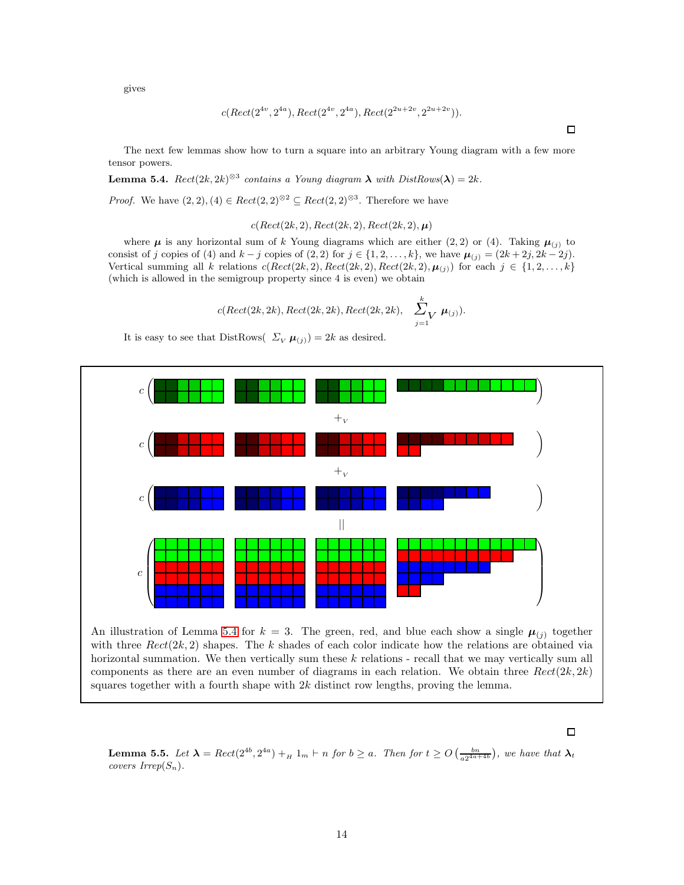gives

$$c(Rect(2^{4v}, 2^{4a}), Rect(2^{4v}, 2^{4a}), Rect(2^{2u+2v}, 2^{2u+2v})).$$

□

The next few lemmas show how to turn a square into an arbitrary Young diagram with a few more tensor powers.

**Lemma 5.4.** *$Rect(2k, 2k)^{\otimes 3}$ contains a Young diagram $\boldsymbol{\lambda}$ with $DistRows(\boldsymbol{\lambda}) = 2k$.*

*Proof.* We have $(2, 2), (4) \in Rect(2, 2)^{\otimes 2} \subseteq Rect(2, 2)^{\otimes 3}$. Therefore we have

$$c(Rect(2k, 2), Rect(2k, 2), Rect(2k, 2), \boldsymbol{\mu})$$

where $\boldsymbol{\mu}$ is any horizontal sum of $k$ Young diagrams which are either $(2, 2)$ or $(4)$. Taking $\boldsymbol{\mu}_{(j)}$ to consist of $j$ copies of $(4)$ and $k - j$ copies of $(2, 2)$ for $j \in \{1, 2, \ldots, k\}$, we have $\boldsymbol{\mu}_{(j)} = (2k + 2j, 2k - 2j)$. Vertical summing all $k$ relations $c(Rect(2k, 2), Rect(2k, 2), Rect(2k, 2), \boldsymbol{\mu}_{(j)})$ for each $j \in \{1, 2, \ldots, k\}$ (which is allowed in the semigroup property since 4 is even) we obtain

$$c(Rect(2k, 2k), Rect(2k, 2k), Rect(2k, 2k), \sum_{j=1}^{k}{}_{V} \, \boldsymbol{\mu}_{(j)}).$$

It is easy to see that DistRows$(\sum_V \boldsymbol{\mu}_{(j)}) = 2k$ as desired.

An illustration of Lemma 5.4 for $k = 3$. The green, red, and blue each show a single $\boldsymbol{\mu}_{(j)}$ together with three $Rect(2k, 2)$ shapes. The $k$ shades of each color indicate how the relations are obtained via horizontal summation. We then vertically sum these $k$ relations - recall that we may vertically sum all components as there are an even number of diagrams in each relation. We obtain three $Rect(2k, 2k)$ squares together with a fourth shape with $2k$ distinct row lengths, proving the lemma.

□

**Lemma 5.5.** *Let $\boldsymbol{\lambda} = Rect(2^{4b}, 2^{4a}) +_H 1_m \vdash n$ for $b \geq a$. Then for $t \geq O\left(\frac{bn}{a 2^{4a+4b}}\right)$, we have that $\boldsymbol{\lambda}_t$ covers $Irrep(S_n)$.*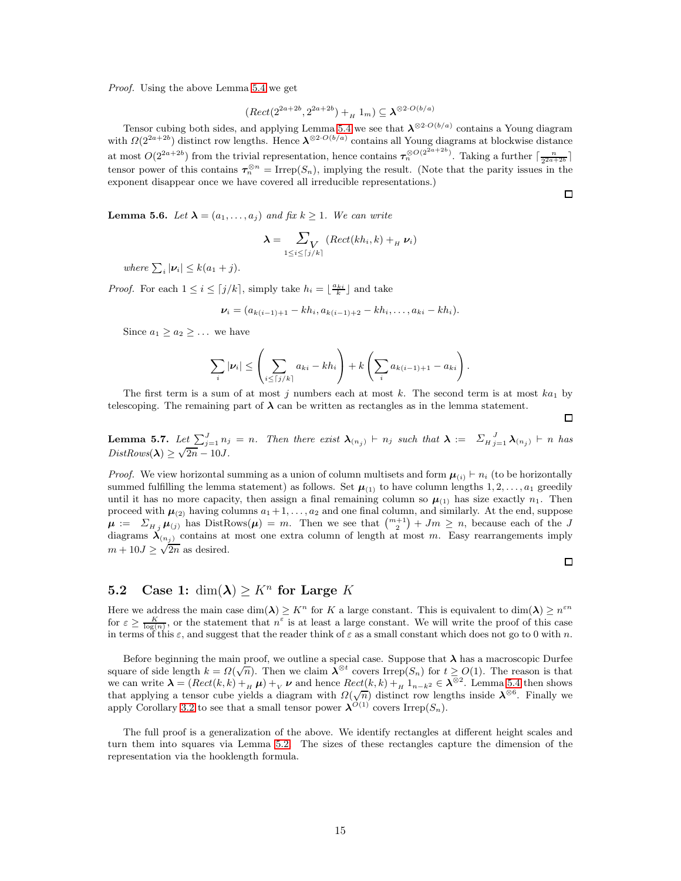*Proof.* Using the above Lemma 5.4 we get

$$(Rect(2^{2a+2b}, 2^{2a+2b}) +_H 1_m) \subseteq \boldsymbol{\lambda}^{\otimes 2\cdot O(b/a)}$$

Tensor cubing both sides, and applying Lemma 5.4 we see that $\boldsymbol{\lambda}^{\otimes 2\cdot O(b/a)}$ contains a Young diagram with $\Omega(2^{2a+2b})$ distinct row lengths. Hence $\boldsymbol{\lambda}^{\otimes 2\cdot O(b/a)}$ contains all Young diagrams at blockwise distance at most $O(2^{2a+2b})$ from the trivial representation, hence contains $\boldsymbol{\tau}_n^{\otimes O(2^{2a+2b})}$. Taking a further $\lceil \frac{n}{2^{2a+2b}} \rceil$ tensor power of this contains $\boldsymbol{\tau}_n^{\otimes n} = \text{Irrep}(S_n)$, implying the result. (Note that the parity issues in the exponent disappear once we have covered all irreducible representations.) □

**Lemma 5.6.** *Let $\boldsymbol{\lambda} = (a_1, \ldots, a_j)$ and fix $k \geq 1$. We can write*

$$\boldsymbol{\lambda} = \sum\nolimits_{V\, 1 \leq i \leq \lceil j/k \rceil} (Rect(kh_i, k) +_H \boldsymbol{\nu}_i)$$

*where $\sum_i |\boldsymbol{\nu}_i| \leq k(a_1 + j)$.*

*Proof.* For each $1 \leq i \leq \lceil j/k \rceil$, simply take $h_i = \lfloor \frac{a_{ki}}{k} \rfloor$ and take

$$\boldsymbol{\nu}_i = (a_{k(i-1)+1} - kh_i, a_{k(i-1)+2} - kh_i, \ldots, a_{ki} - kh_i).$$

Since $a_1 \geq a_2 \geq \ldots$ we have

$$\sum_i |\boldsymbol{\nu}_i| \leq \left( \sum_{i \leq \lceil j/k \rceil} a_{ki} - kh_i \right) + k \left( \sum_i a_{k(i-1)+1} - a_{ki} \right).$$

The first term is a sum of at most $j$ numbers each at most $k$. The second term is at most $ka_1$ by telescoping. The remaining part of $\boldsymbol{\lambda}$ can be written as rectangles as in the lemma statement. □

**Lemma 5.7.** *Let $\sum_{j=1}^{J} n_j = n$. Then there exist $\boldsymbol{\lambda}_{(n_j)} \vdash n_j$ such that $\boldsymbol{\lambda} := \Sigma_{H\, j=1}^{\;J} \boldsymbol{\lambda}_{(n_j)} \vdash n$ has $DistRows(\boldsymbol{\lambda}) \geq \sqrt{2n} - 10J$.*

*Proof.* We view horizontal summing as a union of column multisets and form $\boldsymbol{\mu}_{(i)} \vdash n_i$ (to be horizontally summed fulfilling the lemma statement) as follows. Set $\boldsymbol{\mu}_{(1)}$ to have column lengths $1, 2, \ldots, a_1$ greedily until it has no more capacity, then assign a final remaining column so $\boldsymbol{\mu}_{(1)}$ has size exactly $n_1$. Then proceed with $\boldsymbol{\mu}_{(2)}$ having columns $a_1 + 1, \ldots, a_2$ and one final column, and similarly. At the end, suppose $\boldsymbol{\mu} := \Sigma_{H\, j} \boldsymbol{\mu}_{(j)}$ has $\text{DistRows}(\boldsymbol{\mu}) = m$. Then we see that $\binom{m+1}{2} + Jm \geq n$, because each of the $J$ diagrams $\boldsymbol{\lambda}_{(n_j)}$ contains at most one extra column of length at most $m$. Easy rearrangements imply $m + 10J \geq \sqrt{2n}$ as desired. □

## 5.2 Case 1: $\dim(\boldsymbol{\lambda}) \geq K^n$ for Large $K$

Here we address the main case $\dim(\boldsymbol{\lambda}) \geq K^n$ for $K$ a large constant. This is equivalent to $\dim(\boldsymbol{\lambda}) \geq n^{\varepsilon n}$ for $\varepsilon \geq \frac{K}{\log(n)}$, or the statement that $n^{\varepsilon}$ is at least a large constant. We will write the proof of this case in terms of this $\varepsilon$, and suggest that the reader think of $\varepsilon$ as a small constant which does not go to 0 with $n$.

Before beginning the main proof, we outline a special case. Suppose that $\boldsymbol{\lambda}$ has a macroscopic Durfee square of side length $k = \Omega(\sqrt{n})$. Then we claim $\boldsymbol{\lambda}^{\otimes t}$ covers $\text{Irrep}(S_n)$ for $t \geq O(1)$. The reason is that we can write $\boldsymbol{\lambda} = (Rect(k,k) +_H \boldsymbol{\mu}) +_V \boldsymbol{\nu}$ and hence $Rect(k,k) +_H 1_{n-k^2} \in \boldsymbol{\lambda}^{\otimes 2}$. Lemma 5.4 then shows that applying a tensor cube yields a diagram with $\Omega(\sqrt{n})$ distinct row lengths inside $\boldsymbol{\lambda}^{\otimes 6}$. Finally we apply Corollary 3.2 to see that a small tensor power $\boldsymbol{\lambda}^{O(1)}$ covers $\text{Irrep}(S_n)$.

The full proof is a generalization of the above. We identify rectangles at different height scales and turn them into squares via Lemma 5.2. The sizes of these rectangles capture the dimension of the representation via the hooklength formula.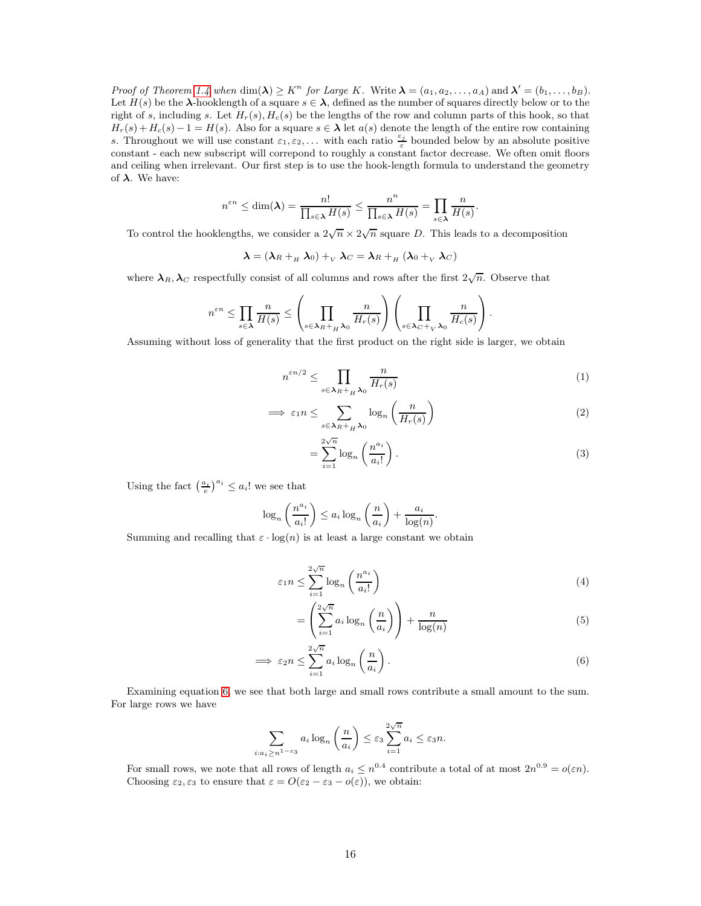*Proof of Theorem 1.4 when* $\dim(\boldsymbol{\lambda}) \geq K^n$ *for Large* $K$. Write $\boldsymbol{\lambda} = (a_1, a_2, \ldots, a_A)$ and $\boldsymbol{\lambda}' = (b_1, \ldots, b_B)$. Let $H(s)$ be the $\boldsymbol{\lambda}$-hooklength of a square $s \in \boldsymbol{\lambda}$, defined as the number of squares directly below or to the right of $s$, including $s$. Let $H_r(s), H_c(s)$ be the lengths of the row and column parts of this hook, so that $H_r(s) + H_c(s) - 1 = H(s)$. Also for a square $s \in \boldsymbol{\lambda}$ let $a(s)$ denote the length of the entire row containing $s$. Throughout we will use constant $\varepsilon_1, \varepsilon_2, \ldots$ with each ratio $\frac{\varepsilon_j}{\varepsilon}$ bounded below by an absolute positive constant - each new subscript will correpond to roughly a constant factor decrease. We often omit floors and ceiling when irrelevant. Our first step is to use the hook-length formula to understand the geometry of $\boldsymbol{\lambda}$. We have:

$$n^{\varepsilon n} \leq \dim(\boldsymbol{\lambda}) = \frac{n!}{\prod_{s \in \boldsymbol{\lambda}} H(s)} \leq \frac{n^n}{\prod_{s \in \boldsymbol{\lambda}} H(s)} = \prod_{s \in \boldsymbol{\lambda}} \frac{n}{H(s)}.$$

To control the hooklengths, we consider a $2\sqrt{n} \times 2\sqrt{n}$ square $D$. This leads to a decomposition

$$\boldsymbol{\lambda} = (\boldsymbol{\lambda}_R +_H \boldsymbol{\lambda}_0) +_V \boldsymbol{\lambda}_C = \boldsymbol{\lambda}_R +_H (\boldsymbol{\lambda}_0 +_V \boldsymbol{\lambda}_C)$$

where $\boldsymbol{\lambda}_R, \boldsymbol{\lambda}_C$ respectfully consist of all columns and rows after the first $2\sqrt{n}$. Observe that

$$n^{\varepsilon n} \leq \prod_{s \in \boldsymbol{\lambda}} \frac{n}{H(s)} \leq \left( \prod_{s \in \boldsymbol{\lambda}_R +_H \boldsymbol{\lambda}_0} \frac{n}{H_r(s)} \right) \left( \prod_{s \in \boldsymbol{\lambda}_C +_V \boldsymbol{\lambda}_0} \frac{n}{H_c(s)} \right).$$

Assuming without loss of generality that the first product on the right side is larger, we obtain

$$n^{\varepsilon n/2} \leq \prod_{s \in \boldsymbol{\lambda}_R +_H \boldsymbol{\lambda}_0} \frac{n}{H_r(s)} \tag{1}$$

$$\implies \varepsilon_1 n \leq \sum_{s \in \boldsymbol{\lambda}_R +_H \boldsymbol{\lambda}_0} \log_n \left( \frac{n}{H_r(s)} \right) \tag{2}$$

$$= \sum_{i=1}^{2\sqrt{n}} \log_n \left( \frac{n^{a_i}}{a_i!} \right). \tag{3}$$

Using the fact $\left(\frac{a_i}{e}\right)^{a_i} \leq a_i!$ we see that

$$\log_n \left( \frac{n^{a_i}}{a_i!} \right) \leq a_i \log_n \left( \frac{n}{a_i} \right) + \frac{a_i}{\log(n)}.$$

Summing and recalling that $\varepsilon \cdot \log(n)$ is at least a large constant we obtain

$$\varepsilon_1 n \leq \sum_{i=1}^{2\sqrt{n}} \log_n \left( \frac{n^{a_i}}{a_i!} \right) \tag{4}$$

$$= \left( \sum_{i=1}^{2\sqrt{n}} a_i \log_n \left( \frac{n}{a_i} \right) \right) + \frac{n}{\log(n)} \tag{5}$$

$$\implies \varepsilon_2 n \leq \sum_{i=1}^{2\sqrt{n}} a_i \log_n \left( \frac{n}{a_i} \right). \tag{6}$$

Examining equation 6, we see that both large and small rows contribute a small amount to the sum. For large rows we have

$$\sum_{i : a_i \geq n^{1-\varepsilon_3}} a_i \log_n \left( \frac{n}{a_i} \right) \leq \varepsilon_3 \sum_{i=1}^{2\sqrt{n}} a_i \leq \varepsilon_3 n.$$

For small rows, we note that all rows of length $a_i \leq n^{0.4}$ contribute a total of at most $2n^{0.9} = o(\varepsilon n)$. Choosing $\varepsilon_2, \varepsilon_3$ to ensure that $\varepsilon = O(\varepsilon_2 - \varepsilon_3 - o(\varepsilon))$, we obtain: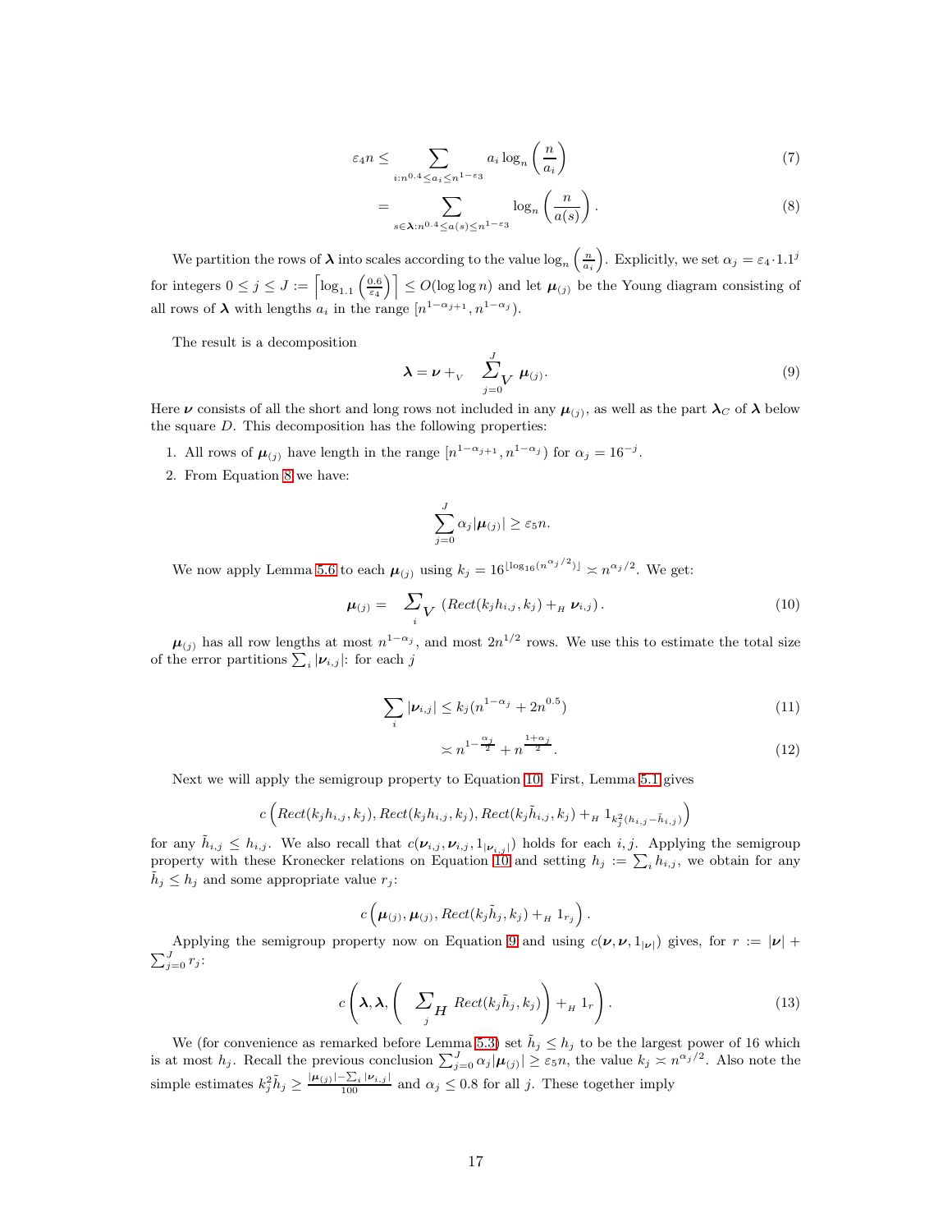$$\varepsilon_4 n \leq \sum_{i: n^{0.4} \leq a_i \leq n^{1-\varepsilon_3}} a_i \log_n\left(\frac{n}{a_i}\right) \tag{7}$$

$$= \sum_{s \in \boldsymbol{\lambda}: n^{0.4} \leq a(s) \leq n^{1-\varepsilon_3}} \log_n\left(\frac{n}{a(s)}\right). \tag{8}$$

We partition the rows of $\boldsymbol{\lambda}$ into scales according to the value $\log_n\left(\frac{n}{a_i}\right)$. Explicitly, we set $\alpha_j = \varepsilon_4 \cdot 1.1^j$ for integers $0 \leq j \leq J := \left\lceil \log_{1.1}\left(\frac{0.6}{\varepsilon_4}\right)\right\rceil \leq O(\log\log n)$ and let $\boldsymbol{\mu}_{(j)}$ be the Young diagram consisting of all rows of $\boldsymbol{\lambda}$ with lengths $a_i$ in the range $[n^{1-\alpha_{j+1}}, n^{1-\alpha_j})$.

The result is a decomposition

$$\boldsymbol{\lambda} = \boldsymbol{\nu} +_V \sum_{j=0}^{J}{}_V\, \boldsymbol{\mu}_{(j)}. \tag{9}$$

Here $\boldsymbol{\nu}$ consists of all the short and long rows not included in any $\boldsymbol{\mu}_{(j)}$, as well as the part $\boldsymbol{\lambda}_C$ of $\boldsymbol{\lambda}$ below the square $D$. This decomposition has the following properties:

1. All rows of $\boldsymbol{\mu}_{(j)}$ have length in the range $[n^{1-\alpha_{j+1}}, n^{1-\alpha_j})$ for $\alpha_j = 16^{-j}$.
2. From Equation 8 we have:

$$\sum_{j=0}^{J} \alpha_j |\boldsymbol{\mu}_{(j)}| \geq \varepsilon_5 n.$$

We now apply Lemma 5.6 to each $\boldsymbol{\mu}_{(j)}$ using $k_j = 16^{\lfloor \log_{16}(n^{\alpha_j/2})\rfloor} \asymp n^{\alpha_j/2}$. We get:

$$\boldsymbol{\mu}_{(j)} = \sum_i{}_V \left(Rect(k_j h_{i,j}, k_j) +_H \boldsymbol{\nu}_{i,j}\right). \tag{10}$$

$\boldsymbol{\mu}_{(j)}$ has all row lengths at most $n^{1-\alpha_j}$, and most $2n^{1/2}$ rows. We use this to estimate the total size of the error partitions $\sum_i |\boldsymbol{\nu}_{i,j}|$: for each $j$

$$\sum_i |\boldsymbol{\nu}_{i,j}| \leq k_j(n^{1-\alpha_j} + 2n^{0.5}) \tag{11}$$

$$\asymp n^{1-\frac{\alpha_j}{2}} + n^{\frac{1+\alpha_j}{2}}. \tag{12}$$

Next we will apply the semigroup property to Equation 10. First, Lemma 5.1 gives

$$c\left(Rect(k_j h_{i,j}, k_j), Rect(k_j h_{i,j}, k_j), Rect(k_j \tilde{h}_{i,j}, k_j) +_H 1_{k_j^2(h_{i,j} - \tilde{h}_{i,j})}\right)$$

for any $\tilde{h}_{i,j} \leq h_{i,j}$. We also recall that $c(\boldsymbol{\nu}_{i,j}, \boldsymbol{\nu}_{i,j}, 1_{|\boldsymbol{\nu}_{i,j}|})$ holds for each $i, j$. Applying the semigroup property with these Kronecker relations on Equation 10 and setting $h_j := \sum_i h_{i,j}$, we obtain for any $\tilde{h}_j \leq h_j$ and some appropriate value $r_j$:

$$c\left(\boldsymbol{\mu}_{(j)}, \boldsymbol{\mu}_{(j)}, Rect(k_j \tilde{h}_j, k_j) +_H 1_{r_j}\right).$$

Applying the semigroup property now on Equation 9 and using $c(\boldsymbol{\nu}, \boldsymbol{\nu}, 1_{|\boldsymbol{\nu}|})$ gives, for $r := |\boldsymbol{\nu}| + \sum_{j=0}^{J} r_j$:

$$c\left(\boldsymbol{\lambda}, \boldsymbol{\lambda}, \left(\sum_j{}_H\, Rect(k_j \tilde{h}_j, k_j)\right) +_H 1_r\right). \tag{13}$$

We (for convenience as remarked before Lemma 5.3) set $\tilde{h}_j \leq h_j$ to be the largest power of 16 which is at most $h_j$. Recall the previous conclusion $\sum_{j=0}^{J} \alpha_j |\boldsymbol{\mu}_{(j)}| \geq \varepsilon_5 n$, the value $k_j \asymp n^{\alpha_j/2}$. Also note the simple estimates $k_j^2 \tilde{h}_j \geq \frac{|\boldsymbol{\mu}_{(j)}| - \sum_i |\boldsymbol{\nu}_{i,j}|}{100}$ and $\alpha_j \leq 0.8$ for all $j$. These together imply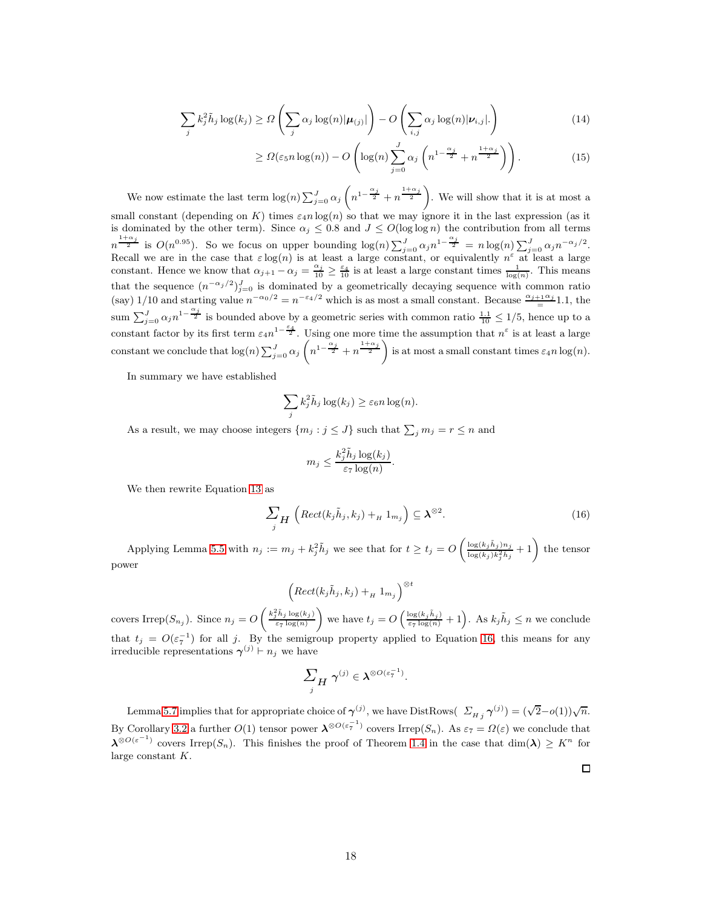$$\sum_j k_j^2 \tilde{h}_j \log(k_j) \geq \Omega\left(\sum_j \alpha_j \log(n) |\boldsymbol{\mu}_{(j)}|\right) - O\left(\sum_{i,j} \alpha_j \log(n) |\boldsymbol{\nu}_{i,j}|.\right) \tag{14}$$

$$\geq \Omega(\varepsilon_5 n \log(n)) - O\left(\log(n) \sum_{j=0}^{J} \alpha_j \left(n^{1-\frac{\alpha_j}{2}} + n^{\frac{1+\alpha_j}{2}}\right)\right). \tag{15}$$

We now estimate the last term $\log(n) \sum_{j=0}^{J} \alpha_j \left(n^{1-\frac{\alpha_j}{2}} + n^{\frac{1+\alpha_j}{2}}\right)$. We will show that it is at most a small constant (depending on $K$) times $\varepsilon_4 n \log(n)$ so that we may ignore it in the last expression (as it is dominated by the other term). Since $\alpha_j \leq 0.8$ and $J \leq O(\log \log n)$ the contribution from all terms $n^{\frac{1+\alpha_j}{2}}$ is $O(n^{0.95})$. So we focus on upper bounding $\log(n) \sum_{j=0}^{J} \alpha_j n^{1-\frac{\alpha_j}{2}} = n \log(n) \sum_{j=0}^{J} \alpha_j n^{-\alpha_j/2}$. Recall we are in the case that $\varepsilon \log(n)$ is at least a large constant, or equivalently $n^{\varepsilon}$ at least a large constant. Hence we know that $\alpha_{j+1} - \alpha_j = \frac{\alpha_j}{10} \geq \frac{\varepsilon_4}{10}$ is at least a large constant times $\frac{1}{\log(n)}$. This means that the sequence $(n^{-\alpha_j/2})_{j=0}^{J}$ is dominated by a geometrically decaying sequence with common ratio (say) $1/10$ and starting value $n^{-\alpha_0/2} = n^{-\varepsilon_4/2}$ which is as most a small constant. Because $\frac{\alpha_{j+1}}{=}\frac{\alpha_j}{}1.1$, the sum $\sum_{j=0}^{J} \alpha_j n^{1-\frac{\alpha_j}{2}}$ is bounded above by a geometric series with common ratio $\frac{1.1}{10} \leq 1/5$, hence up to a constant factor by its first term $\varepsilon_4 n^{1-\frac{\varepsilon_4}{2}}$. Using one more time the assumption that $n^{\varepsilon}$ is at least a large constant we conclude that $\log(n) \sum_{j=0}^{J} \alpha_j \left(n^{1-\frac{\alpha_j}{2}} + n^{\frac{1+\alpha_j}{2}}\right)$ is at most a small constant times $\varepsilon_4 n \log(n)$.

In summary we have established

$$\sum_j k_j^2 \tilde{h}_j \log(k_j) \geq \varepsilon_6 n \log(n).$$

As a result, we may choose integers $\{m_j : j \leq J\}$ such that $\sum_j m_j = r \leq n$ and

$$m_j \leq \frac{k_j^2 \tilde{h}_j \log(k_j)}{\varepsilon_7 \log(n)}.$$

We then rewrite Equation 13 as

$$\sum_{j}{}_{H} \left(Rect(k_j \tilde{h}_j, k_j) +_H 1_{m_j}\right) \subseteq \boldsymbol{\lambda}^{\otimes 2}. \tag{16}$$

Applying Lemma 5.5 with $n_j := m_j + k_j^2 \tilde{h}_j$ we see that for $t \geq t_j = O\left(\frac{\log(k_j \tilde{h}_j) n_j}{\log(k_j) k_j^2 \tilde{h}_j} + 1\right)$ the tensor power

$$\left(Rect(k_j \tilde{h}_j, k_j) +_H 1_{m_j}\right)^{\otimes t}$$

covers $\mathrm{Irrep}(S_{n_j})$. Since $n_j = O\left(\frac{k_j^2 \tilde{h}_j \log(k_j)}{\varepsilon_7 \log(n)}\right)$ we have $t_j = O\left(\frac{\log(k_j \tilde{h}_j)}{\varepsilon_7 \log(n)} + 1\right)$. As $k_j \tilde{h}_j \leq n$ we conclude that $t_j = O(\varepsilon_7^{-1})$ for all $j$. By the semigroup property applied to Equation 16, this means for any irreducible representations $\boldsymbol{\gamma}^{(j)} \vdash n_j$ we have

$$\sum_{j}{}_{H} \boldsymbol{\gamma}^{(j)} \in \boldsymbol{\lambda}^{\otimes O(\varepsilon_7^{-1})}.$$

Lemma 5.7 implies that for appropriate choice of $\boldsymbol{\gamma}^{(j)}$, we have $\mathrm{DistRows}(\ \Sigma_{H\,j}\, \boldsymbol{\gamma}^{(j)}) = (\sqrt{2} - o(1))\sqrt{n}$. By Corollary 3.2 a further $O(1)$ tensor power $\boldsymbol{\lambda}^{\otimes O(\varepsilon_7^{-1})}$ covers $\mathrm{Irrep}(S_n)$. As $\varepsilon_7 = \Omega(\varepsilon)$ we conclude that $\boldsymbol{\lambda}^{\otimes O(\varepsilon^{-1})}$ covers $\mathrm{Irrep}(S_n)$. This finishes the proof of Theorem 1.4 in the case that $\dim(\boldsymbol{\lambda}) \geq K^n$ for large constant $K$.

□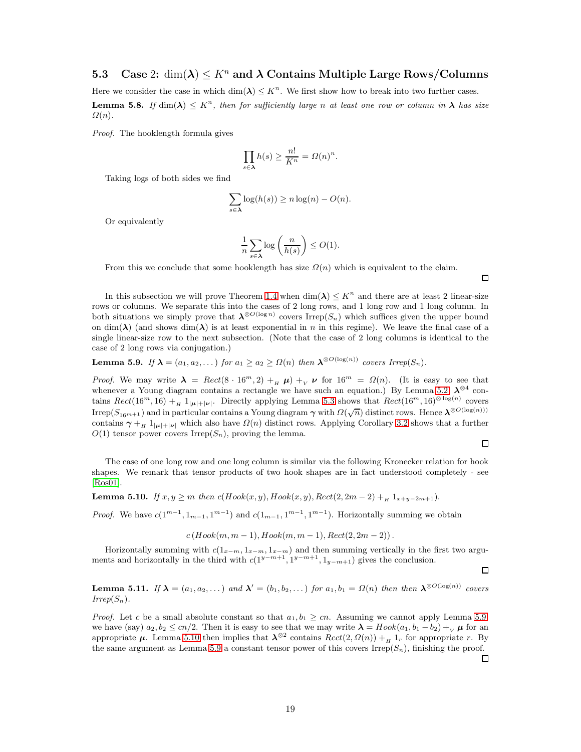### 5.3 Case 2: $\dim(\boldsymbol{\lambda}) \leq K^n$ and $\boldsymbol{\lambda}$ Contains Multiple Large Rows/Columns

Here we consider the case in which $\dim(\boldsymbol{\lambda}) \leq K^n$. We first show how to break into two further cases.

**Lemma 5.8.** *If $\dim(\boldsymbol{\lambda}) \leq K^n$, then for sufficiently large $n$ at least one row or column in $\boldsymbol{\lambda}$ has size $\Omega(n)$.*

*Proof.* The hooklength formula gives

$$\prod_{s \in \boldsymbol{\lambda}} h(s) \geq \frac{n!}{K^n} = \Omega(n)^n.$$

Taking logs of both sides we find

$$\sum_{s \in \boldsymbol{\lambda}} \log(h(s)) \geq n \log(n) - O(n).$$

Or equivalently

$$\frac{1}{n} \sum_{s \in \boldsymbol{\lambda}} \log\left(\frac{n}{h(s)}\right) \leq O(1).$$

From this we conclude that some hooklength has size $\Omega(n)$ which is equivalent to the claim. $\square$

In this subsection we will prove Theorem 1.4 when $\dim(\boldsymbol{\lambda}) \leq K^n$ and there are at least 2 linear-size rows or columns. We separate this into the cases of 2 long rows, and 1 long row and 1 long column. In both situations we simply prove that $\boldsymbol{\lambda}^{\otimes O(\log n)}$ covers $\text{Irrep}(S_n)$ which suffices given the upper bound on $\dim(\boldsymbol{\lambda})$ (and shows $\dim(\boldsymbol{\lambda})$ is at least exponential in $n$ in this regime). We leave the final case of a single linear-size row to the next subsection. (Note that the case of 2 long columns is identical to the case of 2 long rows via conjugation.)

**Lemma 5.9.** *If $\boldsymbol{\lambda} = (a_1, a_2, \dots)$ for $a_1 \geq a_2 \geq \Omega(n)$ then $\boldsymbol{\lambda}^{\otimes O(\log(n))}$ covers $\text{Irrep}(S_n)$.*

*Proof.* We may write $\boldsymbol{\lambda} = Rect(8 \cdot 16^m, 2) +_H \boldsymbol{\mu}) +_V \boldsymbol{\nu}$ for $16^m = \Omega(n)$. (It is easy to see that whenever a Young diagram contains a rectangle we have such an equation.) By Lemma 5.2, $\boldsymbol{\lambda}^{\otimes 4}$ contains $Rect(16^m, 16) +_H 1_{|\boldsymbol{\mu}|+|\boldsymbol{\nu}|}$. Directly applying Lemma 5.3 shows that $Rect(16^m, 16)^{\otimes \log(n)}$ covers $\text{Irrep}(S_{16^{m+1}})$ and in particular contains a Young diagram $\boldsymbol{\gamma}$ with $\Omega(\sqrt{n})$ distinct rows. Hence $\boldsymbol{\lambda}^{\otimes O(\log(n)))}$ contains $\boldsymbol{\gamma} +_H 1_{|\boldsymbol{\mu}|+|\boldsymbol{\nu}|}$ which also have $\Omega(n)$ distinct rows. Applying Corollary 3.2 shows that a further $O(1)$ tensor power covers $\text{Irrep}(S_n)$, proving the lemma. $\square$

The case of one long row and one long column is similar via the following Kronecker relation for hook shapes. We remark that tensor products of two hook shapes are in fact understood completely - see [Ros01].

**Lemma 5.10.** *If $x, y \geq m$ then $c(Hook(x, y), Hook(x, y), Rect(2, 2m-2) +_H 1_{x+y-2m+1})$.*

*Proof.* We have $c(1^{m-1}, 1_{m-1}, 1^{m-1})$ and $c(1_{m-1}, 1^{m-1}, 1^{m-1})$. Horizontally summing we obtain

$$c\left(Hook(m, m-1), Hook(m, m-1), Rect(2, 2m-2)\right).$$

Horizontally summing with $c(1_{x-m}, 1_{x-m}, 1_{x-m})$ and then summing vertically in the first two arguments and horizontally in the third with $c(1^{y-m+1}, 1^{y-m+1}, 1_{y-m+1})$ gives the conclusion. $\square$

**Lemma 5.11.** *If $\boldsymbol{\lambda} = (a_1, a_2, \dots)$ and $\boldsymbol{\lambda}' = (b_1, b_2, \dots)$ for $a_1, b_1 = \Omega(n)$ then then $\boldsymbol{\lambda}^{\otimes O(\log(n))}$ covers $\text{Irrep}(S_n)$.*

*Proof.* Let $c$ be a small absolute constant so that $a_1, b_1 \geq cn$. Assuming we cannot apply Lemma 5.9 we have (say) $a_2, b_2 \leq cn/2$. Then it is easy to see that we may write $\boldsymbol{\lambda} = Hook(a_1, b_1 - b_2) +_V \boldsymbol{\mu}$ for an appropriate $\boldsymbol{\mu}$. Lemma 5.10 then implies that $\boldsymbol{\lambda}^{\otimes 2}$ contains $Rect(2, \Omega(n)) +_H 1_r$ for appropriate $r$. By the same argument as Lemma 5.9 a constant tensor power of this covers $\text{Irrep}(S_n)$, finishing the proof. $\square$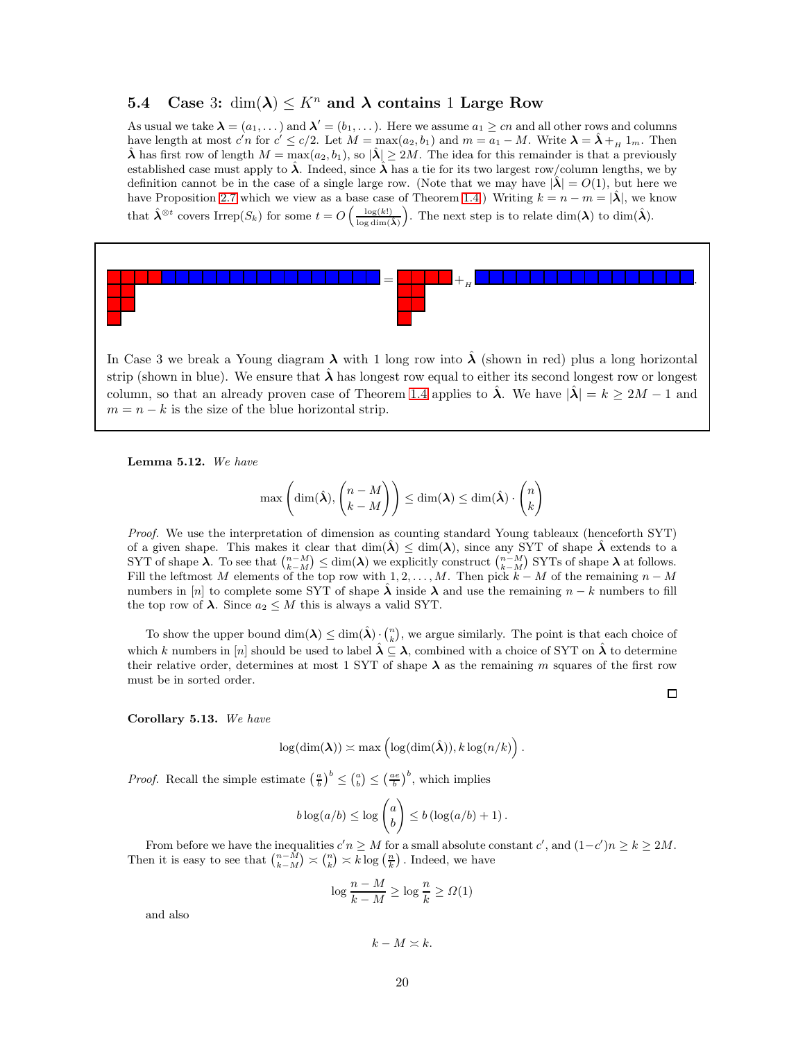### 5.4 Case 3: $\dim(\boldsymbol{\lambda}) \leq K^n$ and $\boldsymbol{\lambda}$ contains 1 Large Row

As usual we take $\boldsymbol{\lambda} = (a_1, \dots)$ and $\boldsymbol{\lambda}' = (b_1, \dots)$. Here we assume $a_1 \geq cn$ and all other rows and columns have length at most $c'n$ for $c' \leq c/2$. Let $M = \max(a_2, b_1)$ and $m = a_1 - M$. Write $\boldsymbol{\lambda} = \hat{\boldsymbol{\lambda}} +_H 1_m$. Then $\hat{\boldsymbol{\lambda}}$ has first row of length $M = \max(a_2, b_1)$, so $|\hat{\boldsymbol{\lambda}}| \geq 2M$. The idea for this remainder is that a previously established case must apply to $\hat{\boldsymbol{\lambda}}$. Indeed, since $\hat{\boldsymbol{\lambda}}$ has a tie for its two largest row/column lengths, we by definition cannot be in the case of a single large row. (Note that we may have $|\hat{\boldsymbol{\lambda}}| = O(1)$, but here we have Proposition 2.7 which we view as a base case of Theorem 1.4.) Writing $k = n - m = |\hat{\boldsymbol{\lambda}}|$, we know that $\hat{\boldsymbol{\lambda}}^{\otimes t}$ covers $\mathrm{Irrep}(S_k)$ for some $t = O\left(\frac{\log(k!)}{\log \dim(\boldsymbol{\lambda})}\right)$. The next step is to relate $\dim(\boldsymbol{\lambda})$ to $\dim(\hat{\boldsymbol{\lambda}})$.

In Case 3 we break a Young diagram $\boldsymbol{\lambda}$ with 1 long row into $\hat{\boldsymbol{\lambda}}$ (shown in red) plus a long horizontal strip (shown in blue). We ensure that $\hat{\boldsymbol{\lambda}}$ has longest row equal to either its second longest row or longest column, so that an already proven case of Theorem 1.4 applies to $\hat{\boldsymbol{\lambda}}$. We have $|\hat{\boldsymbol{\lambda}}| = k \geq 2M - 1$ and $m = n - k$ is the size of the blue horizontal strip.

**Lemma 5.12.** *We have*

$$\max\left(\dim(\hat{\boldsymbol{\lambda}}), \binom{n-M}{k-M}\right) \leq \dim(\boldsymbol{\lambda}) \leq \dim(\hat{\boldsymbol{\lambda}}) \cdot \binom{n}{k}$$

*Proof.* We use the interpretation of dimension as counting standard Young tableaux (henceforth SYT) of a given shape. This makes it clear that $\dim(\hat{\boldsymbol{\lambda}}) \leq \dim(\boldsymbol{\lambda})$, since any SYT of shape $\hat{\boldsymbol{\lambda}}$ extends to a SYT of shape $\boldsymbol{\lambda}$. To see that $\binom{n-M}{k-M} \leq \dim(\boldsymbol{\lambda})$ we explicitly construct $\binom{n-M}{k-M}$ SYTs of shape $\boldsymbol{\lambda}$ at follows. Fill the leftmost $M$ elements of the top row with $1, 2, \dots, M$. Then pick $k - M$ of the remaining $n - M$ numbers in $[n]$ to complete some SYT of shape $\hat{\boldsymbol{\lambda}}$ inside $\boldsymbol{\lambda}$ and use the remaining $n - k$ numbers to fill the top row of $\boldsymbol{\lambda}$. Since $a_2 \leq M$ this is always a valid SYT.

To show the upper bound $\dim(\boldsymbol{\lambda}) \leq \dim(\hat{\boldsymbol{\lambda}}) \cdot \binom{n}{k}$, we argue similarly. The point is that each choice of which $k$ numbers in $[n]$ should be used to label $\hat{\boldsymbol{\lambda}} \subseteq \boldsymbol{\lambda}$, combined with a choice of SYT on $\hat{\boldsymbol{\lambda}}$ to determine their relative order, determines at most 1 SYT of shape $\boldsymbol{\lambda}$ as the remaining $m$ squares of the first row must be in sorted order. □

**Corollary 5.13.** *We have*

$$\log(\dim(\boldsymbol{\lambda})) \asymp \max\left(\log(\dim(\hat{\boldsymbol{\lambda}})), k\log(n/k)\right).$$

*Proof.* Recall the simple estimate $\left(\frac{a}{b}\right)^b \leq \binom{a}{b} \leq \left(\frac{ae}{b}\right)^b$, which implies

$$b\log(a/b) \leq \log\binom{a}{b} \leq b\left(\log(a/b) + 1\right).$$

From before we have the inequalities $c'n \geq M$ for a small absolute constant $c'$, and $(1-c')n \geq k \geq 2M$. Then it is easy to see that $\binom{n-M}{k-M} \asymp \binom{n}{k} \asymp k\log\left(\frac{n}{k}\right)$. Indeed, we have

$$\log\frac{n-M}{k-M} \geq \log\frac{n}{k} \geq \Omega(1)$$

and also

$$k - M \asymp k.$$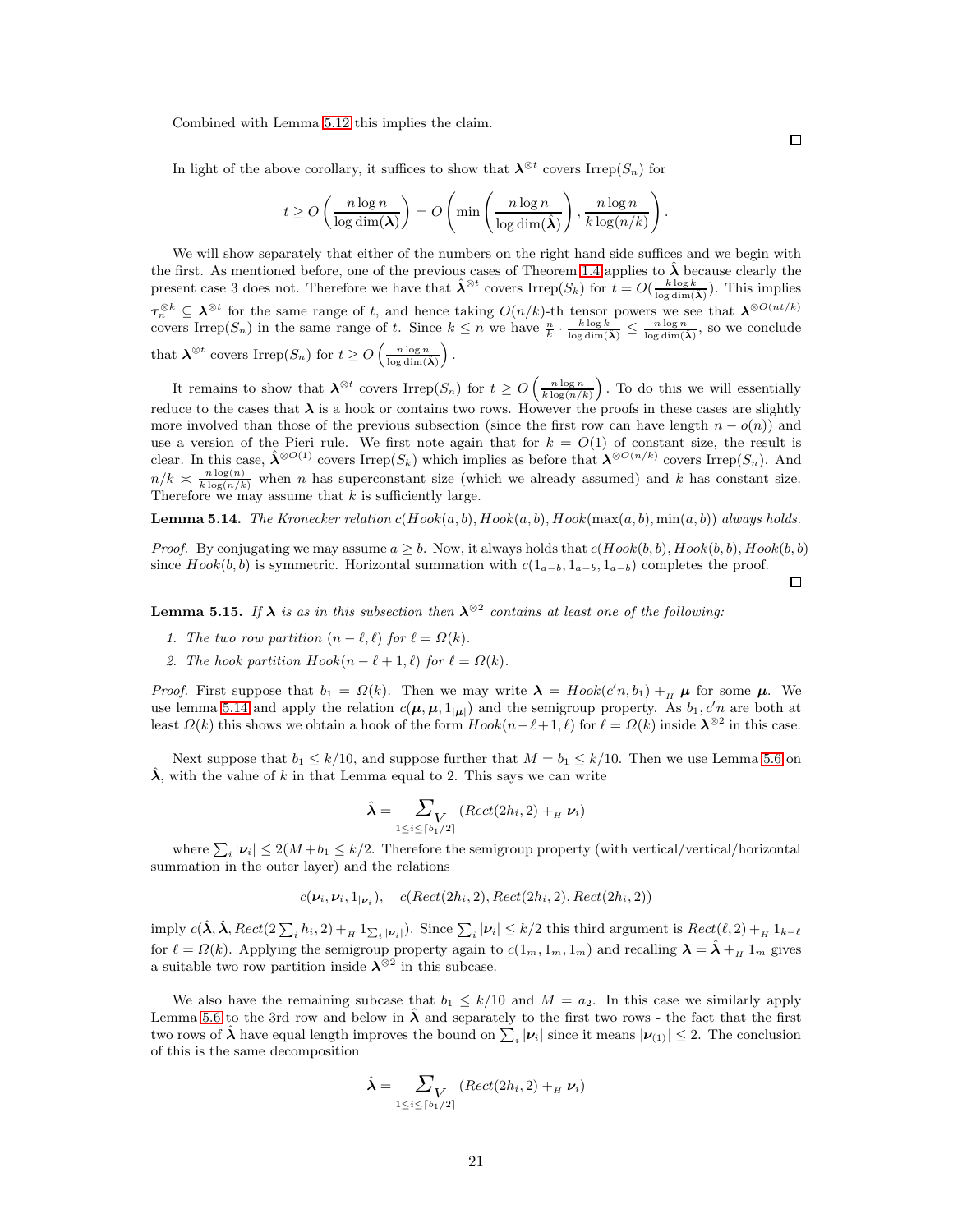Combined with Lemma 5.12 this implies the claim. ◻

In light of the above corollary, it suffices to show that $\boldsymbol{\lambda}^{\otimes t}$ covers $\mathrm{Irrep}(S_n)$ for

$$t \geq O\left(\frac{n \log n}{\log \dim(\boldsymbol{\lambda})}\right) = O\left(\min\left(\frac{n \log n}{\log \dim(\hat{\boldsymbol{\lambda}})}\right), \frac{n \log n}{k \log(n/k)}\right).$$

We will show separately that either of the numbers on the right hand side suffices and we begin with the first. As mentioned before, one of the previous cases of Theorem 1.4 applies to $\hat{\boldsymbol{\lambda}}$ because clearly the present case 3 does not. Therefore we have that $\hat{\boldsymbol{\lambda}}^{\otimes t}$ covers $\mathrm{Irrep}(S_k)$ for $t = O(\frac{k \log k}{\log \dim(\hat{\boldsymbol{\lambda}})})$. This implies $\boldsymbol{\tau}_n^{\otimes k} \subseteq \boldsymbol{\lambda}^{\otimes t}$ for the same range of $t$, and hence taking $O(n/k)$-th tensor powers we see that $\boldsymbol{\lambda}^{\otimes O(nt/k)}$ covers $\mathrm{Irrep}(S_n)$ in the same range of $t$. Since $k \leq n$ we have $\frac{n}{k} \cdot \frac{k \log k}{\log \dim(\boldsymbol{\lambda})} \leq \frac{n \log n}{\log \dim(\boldsymbol{\lambda})}$, so we conclude that $\boldsymbol{\lambda}^{\otimes t}$ covers $\mathrm{Irrep}(S_n)$ for $t \geq O\left(\frac{n \log n}{\log \dim(\boldsymbol{\lambda})}\right)$.

It remains to show that $\boldsymbol{\lambda}^{\otimes t}$ covers $\mathrm{Irrep}(S_n)$ for $t \geq O\left(\frac{n \log n}{k \log(n/k)}\right)$. To do this we will essentially reduce to the cases that $\boldsymbol{\lambda}$ is a hook or contains two rows. However the proofs in these cases are slightly more involved than those of the previous subsection (since the first row can have length $n - o(n)$) and use a version of the Pieri rule. We first note again that for $k = O(1)$ of constant size, the result is clear. In this case, $\hat{\boldsymbol{\lambda}}^{\otimes O(1)}$ covers $\mathrm{Irrep}(S_k)$ which implies as before that $\boldsymbol{\lambda}^{\otimes O(n/k)}$ covers $\mathrm{Irrep}(S_n)$. And $n/k \asymp \frac{n \log(n)}{k \log(n/k)}$ when $n$ has superconstant size (which we already assumed) and $k$ has constant size. Therefore we may assume that $k$ is sufficiently large.

**Lemma 5.14.** *The Kronecker relation $c(Hook(a,b), Hook(a,b), Hook(\max(a,b), \min(a,b))$ always holds.*

*Proof.* By conjugating we may assume $a \geq b$. Now, it always holds that $c(Hook(b,b), Hook(b,b), Hook(b,b)$ since $Hook(b,b)$ is symmetric. Horizontal summation with $c(1_{a-b}, 1_{a-b}, 1_{a-b})$ completes the proof. ◻

**Lemma 5.15.** *If $\boldsymbol{\lambda}$ is as in this subsection then $\boldsymbol{\lambda}^{\otimes 2}$ contains at least one of the following:*

1. *The two row partition $(n-\ell, \ell)$ for $\ell = \Omega(k)$.*
2. *The hook partition $Hook(n-\ell+1, \ell)$ for $\ell = \Omega(k)$.*

*Proof.* First suppose that $b_1 = \Omega(k)$. Then we may write $\boldsymbol{\lambda} = Hook(c'n, b_1) +_H \boldsymbol{\mu}$ for some $\boldsymbol{\mu}$. We use lemma 5.14 and apply the relation $c(\boldsymbol{\mu}, \boldsymbol{\mu}, 1_{|\boldsymbol{\mu}|})$ and the semigroup property. As $b_1, c'n$ are both at least $\Omega(k)$ this shows we obtain a hook of the form $Hook(n-\ell+1, \ell)$ for $\ell = \Omega(k)$ inside $\boldsymbol{\lambda}^{\otimes 2}$ in this case.

Next suppose that $b_1 \leq k/10$, and suppose further that $M = b_1 \leq k/10$. Then we use Lemma 5.6 on $\hat{\boldsymbol{\lambda}}$, with the value of $k$ in that Lemma equal to 2. This says we can write

$$\hat{\boldsymbol{\lambda}} = \sum\nolimits_{V \atop 1 \leq i \leq \lceil b_1/2 \rceil} (Rect(2h_i, 2) +_H \boldsymbol{\nu}_i)$$

where $\sum_i |\boldsymbol{\nu}_i| \leq 2(M + b_1 \leq k/2$. Therefore the semigroup property (with vertical/vertical/horizontal summation in the outer layer) and the relations

$$c(\boldsymbol{\nu}_i, \boldsymbol{\nu}_i, 1_{|\boldsymbol{\nu}_i|}), \quad c(Rect(2h_i, 2), Rect(2h_i, 2), Rect(2h_i, 2))$$

imply $c(\hat{\boldsymbol{\lambda}}, \hat{\boldsymbol{\lambda}}, Rect(2\sum_i h_i, 2) +_H 1_{\sum_i |\boldsymbol{\nu}_i|})$. Since $\sum_i |\boldsymbol{\nu}_i| \leq k/2$ this third argument is $Rect(\ell, 2) +_H 1_{k-\ell}$ for $\ell = \Omega(k)$. Applying the semigroup property again to $c(1_m, 1_m, 1_m)$ and recalling $\boldsymbol{\lambda} = \hat{\boldsymbol{\lambda}} +_H 1_m$ gives a suitable two row partition inside $\boldsymbol{\lambda}^{\otimes 2}$ in this subcase.

We also have the remaining subcase that $b_1 \leq k/10$ and $M = a_2$. In this case we similarly apply Lemma 5.6 to the 3rd row and below in $\hat{\boldsymbol{\lambda}}$ and separately to the first two rows - the fact that the first two rows of $\hat{\boldsymbol{\lambda}}$ have equal length improves the bound on $\sum_i |\boldsymbol{\nu}_i|$ since it means $|\boldsymbol{\nu}_{(1)}| \leq 2$. The conclusion of this is the same decomposition

$$\hat{\boldsymbol{\lambda}} = \sum\nolimits_{V \atop 1 \leq i \leq \lceil b_1/2 \rceil} (Rect(2h_i, 2) +_H \boldsymbol{\nu}_i)$$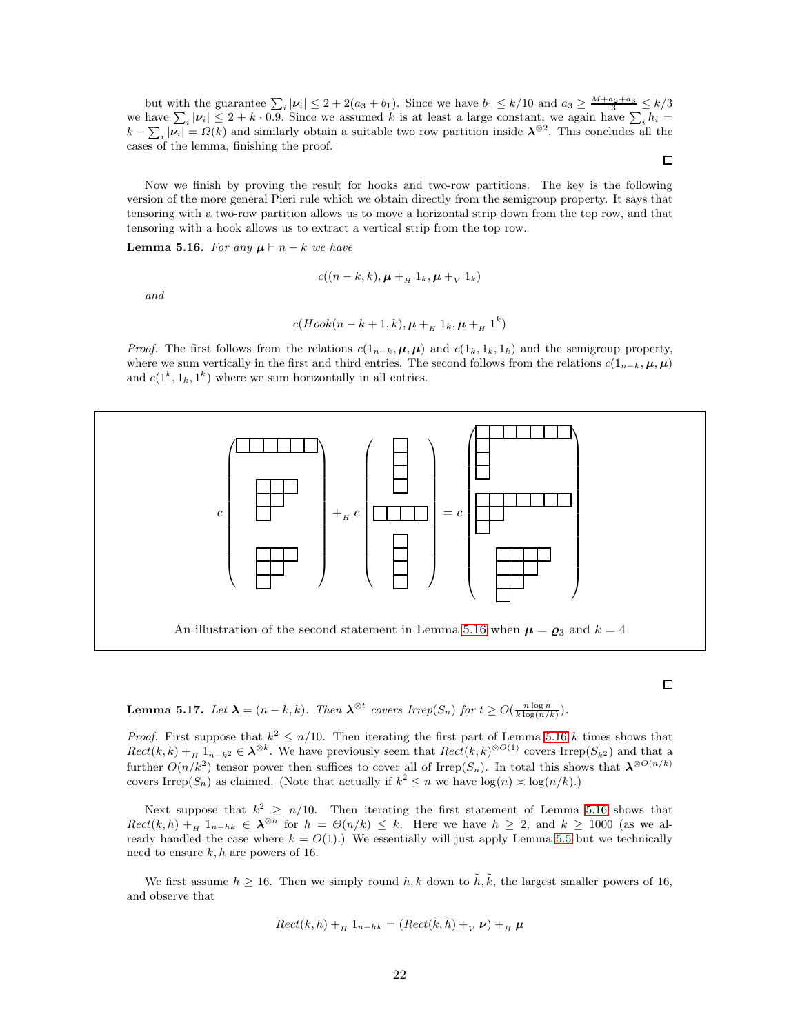but with the guarantee $\sum_i |\boldsymbol{\nu}_i| \leq 2 + 2(a_3 + b_1)$. Since we have $b_1 \leq k/10$ and $a_3 \geq \frac{M+a_2+a_3}{3} \leq k/3$ we have $\sum_i |\boldsymbol{\nu}_i| \leq 2 + k \cdot 0.9$. Since we assumed $k$ is at least a large constant, we again have $\sum_i h_i = k - \sum_i |\boldsymbol{\nu}_i| = \Omega(k)$ and similarly obtain a suitable two row partition inside $\boldsymbol{\lambda}^{\otimes 2}$. This concludes all the cases of the lemma, finishing the proof. □

Now we finish by proving the result for hooks and two-row partitions. The key is the following version of the more general Pieri rule which we obtain directly from the semigroup property. It says that tensoring with a two-row partition allows us to move a horizontal strip down from the top row, and that tensoring with a hook allows us to extract a vertical strip from the top row.

**Lemma 5.16.** *For any $\boldsymbol{\mu} \vdash n-k$ we have*

$$c((n-k,k), \boldsymbol{\mu} +_H 1_k, \boldsymbol{\mu} +_V 1_k)$$

*and*

$$c(Hook(n-k+1,k), \boldsymbol{\mu} +_H 1_k, \boldsymbol{\mu} +_H 1^k)$$

*Proof.* The first follows from the relations $c(1_{n-k}, \boldsymbol{\mu}, \boldsymbol{\mu})$ and $c(1_k, 1_k, 1_k)$ and the semigroup property, where we sum vertically in the first and third entries. The second follows from the relations $c(1_{n-k}, \boldsymbol{\mu}, \boldsymbol{\mu})$ and $c(1^k, 1_k, 1^k)$ where we sum horizontally in all entries.

An illustration of the second statement in Lemma 5.16 when $\boldsymbol{\mu} = \boldsymbol{\varrho}_3$ and $k = 4$

□

**Lemma 5.17.** *Let $\boldsymbol{\lambda} = (n-k,k)$. Then $\boldsymbol{\lambda}^{\otimes t}$ covers $Irrep(S_n)$ for $t \geq O(\frac{n \log n}{k \log(n/k)})$.*

*Proof.* First suppose that $k^2 \leq n/10$. Then iterating the first part of Lemma 5.16 $k$ times shows that $Rect(k,k) +_H 1_{n-k^2} \in \boldsymbol{\lambda}^{\otimes k}$. We have previously seem that $Rect(k,k)^{\otimes O(1)}$ covers $\text{Irrep}(S_{k^2})$ and that a further $O(n/k^2)$ tensor power then suffices to cover all of $\text{Irrep}(S_n)$. In total this shows that $\boldsymbol{\lambda}^{\otimes O(n/k)}$ covers $\text{Irrep}(S_n)$ as claimed. (Note that actually if $k^2 \leq n$ we have $\log(n) \asymp \log(n/k)$.)

Next suppose that $k^2 \geq n/10$. Then iterating the first statement of Lemma 5.16 shows that $Rect(k,h) +_H 1_{n-hk} \in \boldsymbol{\lambda}^{\otimes h}$ for $h = \Theta(n/k) \leq k$. Here we have $h \geq 2$, and $k \geq 1000$ (as we already handled the case where $k = O(1)$.) We essentially will just apply Lemma 5.5 but we technically need to ensure $k, h$ are powers of 16.

We first assume $h \geq 16$. Then we simply round $h, k$ down to $\tilde{h}, \tilde{k}$, the largest smaller powers of 16, and observe that

$$Rect(k,h) +_H 1_{n-hk} = (Rect(\tilde{k}, \tilde{h}) +_V \boldsymbol{\nu}) +_H \boldsymbol{\mu}$$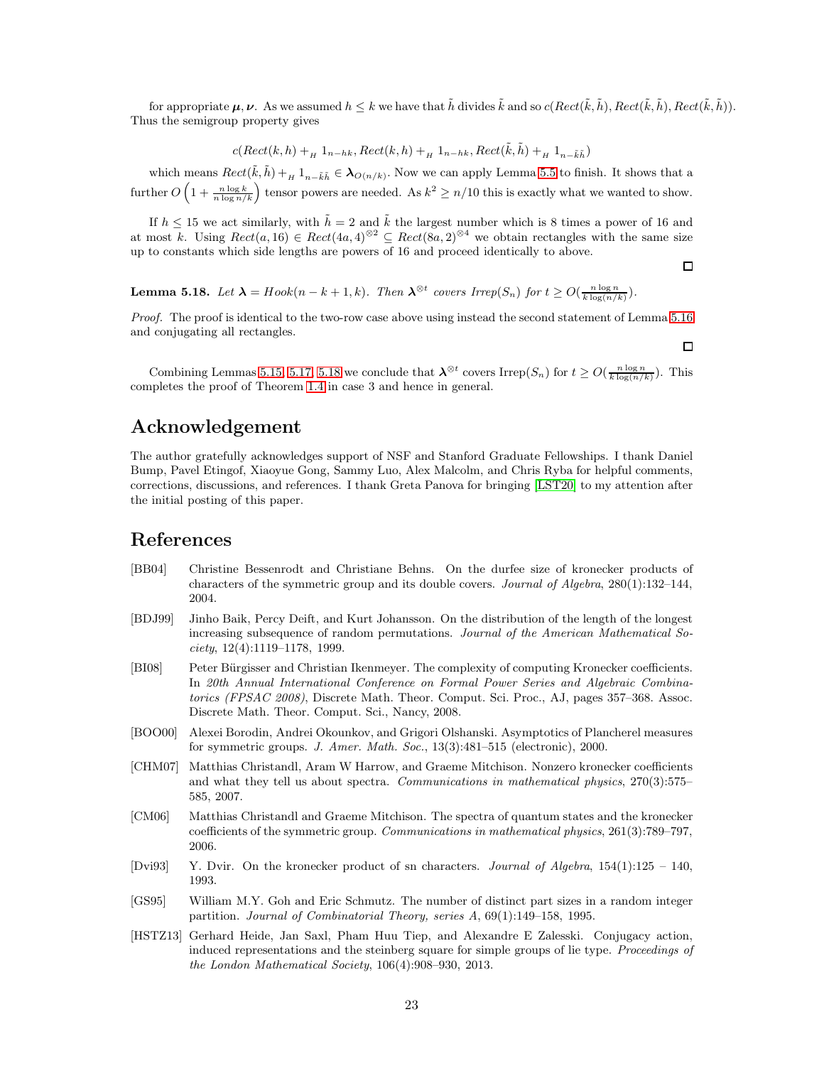for appropriate $\boldsymbol{\mu}, \boldsymbol{\nu}$. As we assumed $h \le k$ we have that $\tilde{h}$ divides $\tilde{k}$ and so $c(Rect(\tilde{k}, \tilde{h}), Rect(\tilde{k}, \tilde{h}), Rect(\tilde{k}, \tilde{h}))$. Thus the semigroup property gives

$$c(Rect(k,h) +_H 1_{n-hk}, Rect(k,h) +_H 1_{n-hk}, Rect(\tilde{k}, \tilde{h}) +_H 1_{n-\tilde{k}\tilde{h}})$$

which means $Rect(\tilde{k}, \tilde{h}) +_H 1_{n-\tilde{k}\tilde{h}} \in \boldsymbol{\lambda}_{O(n/k)}$. Now we can apply Lemma 5.5 to finish. It shows that a further $O\left(1 + \frac{n \log k}{n \log n/k}\right)$ tensor powers are needed. As $k^2 \geq n/10$ this is exactly what we wanted to show.

If $h \le 15$ we act similarly, with $\tilde{h} = 2$ and $\tilde{k}$ the largest number which is 8 times a power of 16 and at most $k$. Using $Rect(a, 16) \in Rect(4a, 4)^{\otimes 2} \subseteq Rect(8a, 2)^{\otimes 4}$ we obtain rectangles with the same size up to constants which side lengths are powers of 16 and proceed identically to above.

□

**Lemma 5.18.** *Let $\boldsymbol{\lambda} = Hook(n-k+1, k)$. Then $\boldsymbol{\lambda}^{\otimes t}$ covers $Irrep(S_n)$ for $t \geq O(\frac{n \log n}{k \log(n/k)})$.*

*Proof.* The proof is identical to the two-row case above using instead the second statement of Lemma 5.16 and conjugating all rectangles.

□

Combining Lemmas 5.15, 5.17, 5.18 we conclude that $\boldsymbol{\lambda}^{\otimes t}$ covers Irrep$(S_n)$ for $t \geq O(\frac{n \log n}{k \log(n/k)})$. This completes the proof of Theorem 1.4 in case 3 and hence in general.

# Acknowledgement

The author gratefully acknowledges support of NSF and Stanford Graduate Fellowships. I thank Daniel Bump, Pavel Etingof, Xiaoyue Gong, Sammy Luo, Alex Malcolm, and Chris Ryba for helpful comments, corrections, discussions, and references. I thank Greta Panova for bringing [LST20] to my attention after the initial posting of this paper.

# References

[BB04] Christine Bessenrodt and Christiane Behns. On the durfee size of kronecker products of characters of the symmetric group and its double covers. *Journal of Algebra*, 280(1):132–144, 2004.

[BDJ99] Jinho Baik, Percy Deift, and Kurt Johansson. On the distribution of the length of the longest increasing subsequence of random permutations. *Journal of the American Mathematical Society*, 12(4):1119–1178, 1999.

[BI08] Peter Bürgisser and Christian Ikenmeyer. The complexity of computing Kronecker coefficients. In *20th Annual International Conference on Formal Power Series and Algebraic Combinatorics (FPSAC 2008)*, Discrete Math. Theor. Comput. Sci. Proc., AJ, pages 357–368. Assoc. Discrete Math. Theor. Comput. Sci., Nancy, 2008.

[BOO00] Alexei Borodin, Andrei Okounkov, and Grigori Olshanski. Asymptotics of Plancherel measures for symmetric groups. *J. Amer. Math. Soc.*, 13(3):481–515 (electronic), 2000.

[CHM07] Matthias Christandl, Aram W Harrow, and Graeme Mitchison. Nonzero kronecker coefficients and what they tell us about spectra. *Communications in mathematical physics*, 270(3):575–585, 2007.

[CM06] Matthias Christandl and Graeme Mitchison. The spectra of quantum states and the kronecker coefficients of the symmetric group. *Communications in mathematical physics*, 261(3):789–797, 2006.

[Dvi93] Y. Dvir. On the kronecker product of sn characters. *Journal of Algebra*, 154(1):125 – 140, 1993.

[GS95] William M.Y. Goh and Eric Schmutz. The number of distinct part sizes in a random integer partition. *Journal of Combinatorial Theory, series A*, 69(1):149–158, 1995.

[HSTZ13] Gerhard Heide, Jan Saxl, Pham Huu Tiep, and Alexandre E Zalesski. Conjugacy action, induced representations and the steinberg square for simple groups of lie type. *Proceedings of the London Mathematical Society*, 106(4):908–930, 2013.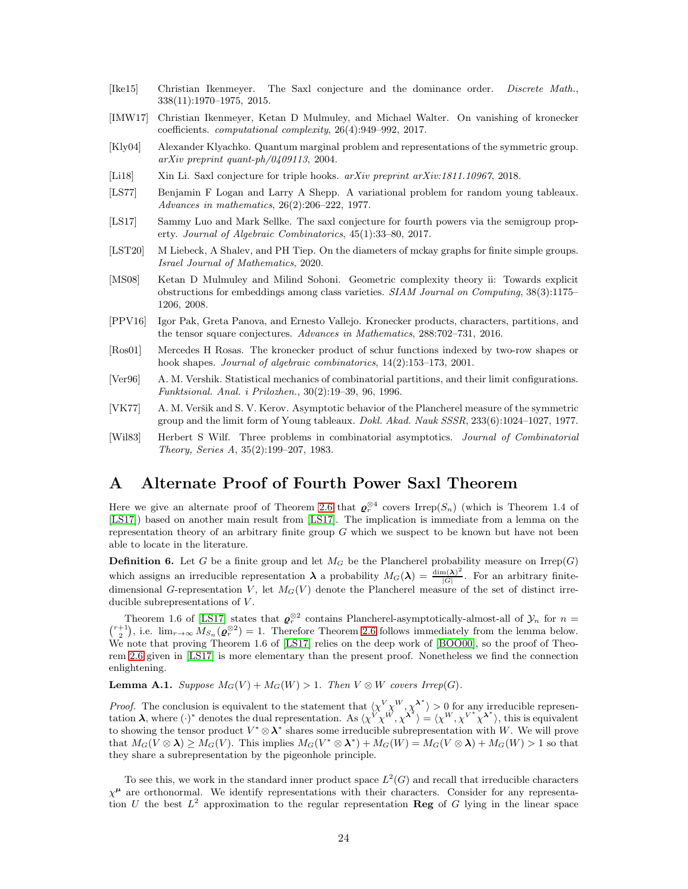[Ike15] Christian Ikenmeyer. The Saxl conjecture and the dominance order. *Discrete Math.*, 338(11):1970–1975, 2015.

[IMW17] Christian Ikenmeyer, Ketan D Mulmuley, and Michael Walter. On vanishing of kronecker coefficients. *computational complexity*, 26(4):949–992, 2017.

[Kly04] Alexander Klyachko. Quantum marginal problem and representations of the symmetric group. *arXiv preprint quant-ph/0409113*, 2004.

[Li18] Xin Li. Saxl conjecture for triple hooks. *arXiv preprint arXiv:1811.10967*, 2018.

[LS77] Benjamin F Logan and Larry A Shepp. A variational problem for random young tableaux. *Advances in mathematics*, 26(2):206–222, 1977.

[LS17] Sammy Luo and Mark Sellke. The saxl conjecture for fourth powers via the semigroup property. *Journal of Algebraic Combinatorics*, 45(1):33–80, 2017.

[LST20] M Liebeck, A Shalev, and PH Tiep. On the diameters of mckay graphs for finite simple groups. *Israel Journal of Mathematics*, 2020.

[MS08] Ketan D Mulmuley and Milind Sohoni. Geometric complexity theory ii: Towards explicit obstructions for embeddings among class varieties. *SIAM Journal on Computing*, 38(3):1175–1206, 2008.

[PPV16] Igor Pak, Greta Panova, and Ernesto Vallejo. Kronecker products, characters, partitions, and the tensor square conjectures. *Advances in Mathematics*, 288:702–731, 2016.

[Ros01] Mercedes H Rosas. The kronecker product of schur functions indexed by two-row shapes or hook shapes. *Journal of algebraic combinatorics*, 14(2):153–173, 2001.

[Ver96] A. M. Vershik. Statistical mechanics of combinatorial partitions, and their limit configurations. *Funktsional. Anal. i Prilozhen.*, 30(2):19–39, 96, 1996.

[VK77] A. M. Veršik and S. V. Kerov. Asymptotic behavior of the Plancherel measure of the symmetric group and the limit form of Young tableaux. *Dokl. Akad. Nauk SSSR*, 233(6):1024–1027, 1977.

[Wil83] Herbert S Wilf. Three problems in combinatorial asymptotics. *Journal of Combinatorial Theory, Series A*, 35(2):199–207, 1983.

# A Alternate Proof of Fourth Power Saxl Theorem

Here we give an alternate proof of Theorem 2.6 that $\boldsymbol{\varrho}_r^{\otimes 4}$ covers $\mathrm{Irrep}(S_n)$ (which is Theorem 1.4 of [LS17]) based on another main result from [LS17]. The implication is immediate from a lemma on the representation theory of an arbitrary finite group $G$ which we suspect to be known but have not been able to locate in the literature.

**Definition 6.** Let $G$ be a finite group and let $M_G$ be the Plancherel probability measure on $\mathrm{Irrep}(G)$ which assigns an irreducible representation $\boldsymbol{\lambda}$ a probability $M_G(\boldsymbol{\lambda}) = \frac{\dim(\boldsymbol{\lambda})^2}{|G|}$. For an arbitrary finite-dimensional $G$-representation $V$, let $M_G(V)$ denote the Plancherel measure of the set of distinct irreducible subrepresentations of $V$.

Theorem 1.6 of [LS17] states that $\boldsymbol{\varrho}_r^{\otimes 2}$ contains Plancherel-asymptotically-almost-all of $\mathcal{Y}_n$ for $n = \binom{r+1}{2}$, i.e. $\lim_{r\to\infty} M_{S_n}(\boldsymbol{\varrho}_r^{\otimes 2}) = 1$. Therefore Theorem 2.6 follows immediately from the lemma below. We note that proving Theorem 1.6 of [LS17] relies on the deep work of [BOO00], so the proof of Theorem 2.6 given in [LS17] is more elementary than the present proof. Nonetheless we find the connection enlightening.

**Lemma A.1.** *Suppose $M_G(V) + M_G(W) > 1$. Then $V \otimes W$ covers $\mathrm{Irrep}(G)$.*

*Proof.* The conclusion is equivalent to the statement that $\langle \chi^V \chi^W, \chi^{\boldsymbol{\lambda}^*}\rangle > 0$ for any irreducible representation $\boldsymbol{\lambda}$, where $(\cdot)^*$ denotes the dual representation. As $\langle \chi^V \chi^W, \chi^{\boldsymbol{\lambda}^*}\rangle = \langle \chi^W, \chi^{V^*}\chi^{\boldsymbol{\lambda}^*}\rangle$, this is equivalent to showing the tensor product $V^* \otimes \boldsymbol{\lambda}^*$ shares some irreducible subrepresentation with $W$. We will prove that $M_G(V \otimes \boldsymbol{\lambda}) \geq M_G(V)$. This implies $M_G(V^* \otimes \boldsymbol{\lambda}^*) + M_G(W) = M_G(V \otimes \boldsymbol{\lambda}) + M_G(W) > 1$ so that they share a subrepresentation by the pigeonhole principle.

To see this, we work in the standard inner product space $L^2(G)$ and recall that irreducible characters $\chi^{\boldsymbol{\mu}}$ are orthonormal. We identify representations with their characters. Consider for any representation $U$ the best $L^2$ approximation to the regular representation $\mathbf{Reg}$ of $G$ lying in the linear space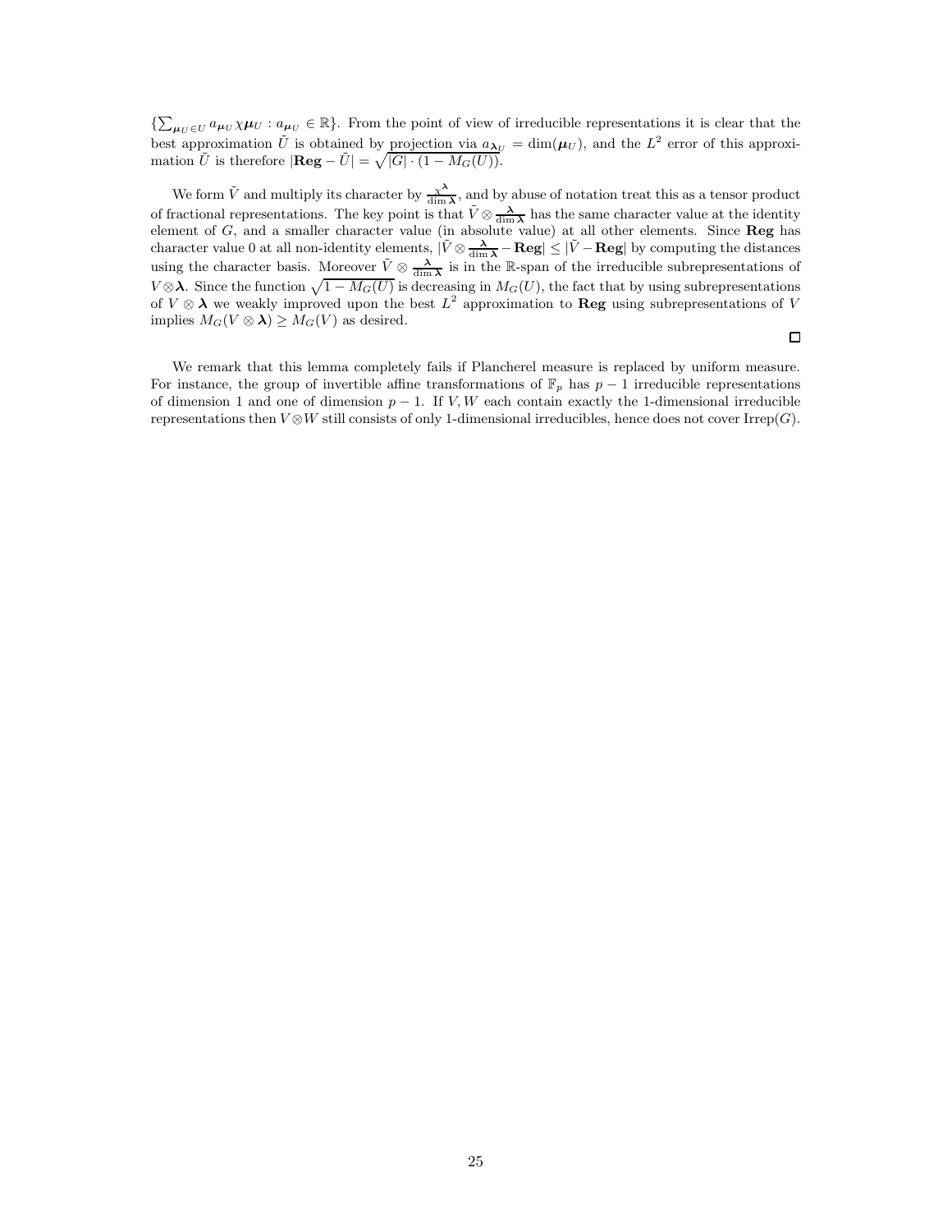$\{\sum_{\boldsymbol{\mu}_U \in U} a_{\boldsymbol{\mu}_U} \chi_{\boldsymbol{\mu}_U} : a_{\boldsymbol{\mu}_U} \in \mathbb{R}\}$. From the point of view of irreducible representations it is clear that the best approximation $\tilde{U}$ is obtained by projection via $a_{\boldsymbol{\lambda}_U} = \dim(\boldsymbol{\mu}_U)$, and the $L^2$ error of this approximation $\tilde{U}$ is therefore $|\mathbf{Reg} - \tilde{U}| = \sqrt{|G| \cdot (1 - M_G(U))}$.

We form $\tilde{V}$ and multiply its character by $\frac{\chi^{\boldsymbol{\lambda}}}{\dim \boldsymbol{\lambda}}$, and by abuse of notation treat this as a tensor product of fractional representations. The key point is that $\tilde{V} \otimes \frac{\boldsymbol{\lambda}}{\dim \boldsymbol{\lambda}}$ has the same character value at the identity element of $G$, and a smaller character value (in absolute value) at all other elements. Since $\mathbf{Reg}$ has character value 0 at all non-identity elements, $|\tilde{V} \otimes \frac{\boldsymbol{\lambda}}{\dim \boldsymbol{\lambda}} - \mathbf{Reg}| \leq |\tilde{V} - \mathbf{Reg}|$ by computing the distances using the character basis. Moreover $\tilde{V} \otimes \frac{\boldsymbol{\lambda}}{\dim \boldsymbol{\lambda}}$ is in the $\mathbb{R}$-span of the irreducible subrepresentations of $V \otimes \boldsymbol{\lambda}$. Since the function $\sqrt{1 - M_G(U)}$ is decreasing in $M_G(U)$, the fact that by using subrepresentations of $V \otimes \boldsymbol{\lambda}$ we weakly improved upon the best $L^2$ approximation to $\mathbf{Reg}$ using subrepresentations of $V$ implies $M_G(V \otimes \boldsymbol{\lambda}) \geq M_G(V)$ as desired.

□

We remark that this lemma completely fails if Plancherel measure is replaced by uniform measure. For instance, the group of invertible affine transformations of $\mathbb{F}_p$ has $p - 1$ irreducible representations of dimension 1 and one of dimension $p - 1$. If $V, W$ each contain exactly the 1-dimensional irreducible representations then $V \otimes W$ still consists of only 1-dimensional irreducibles, hence does not cover $\mathrm{Irrep}(G)$.